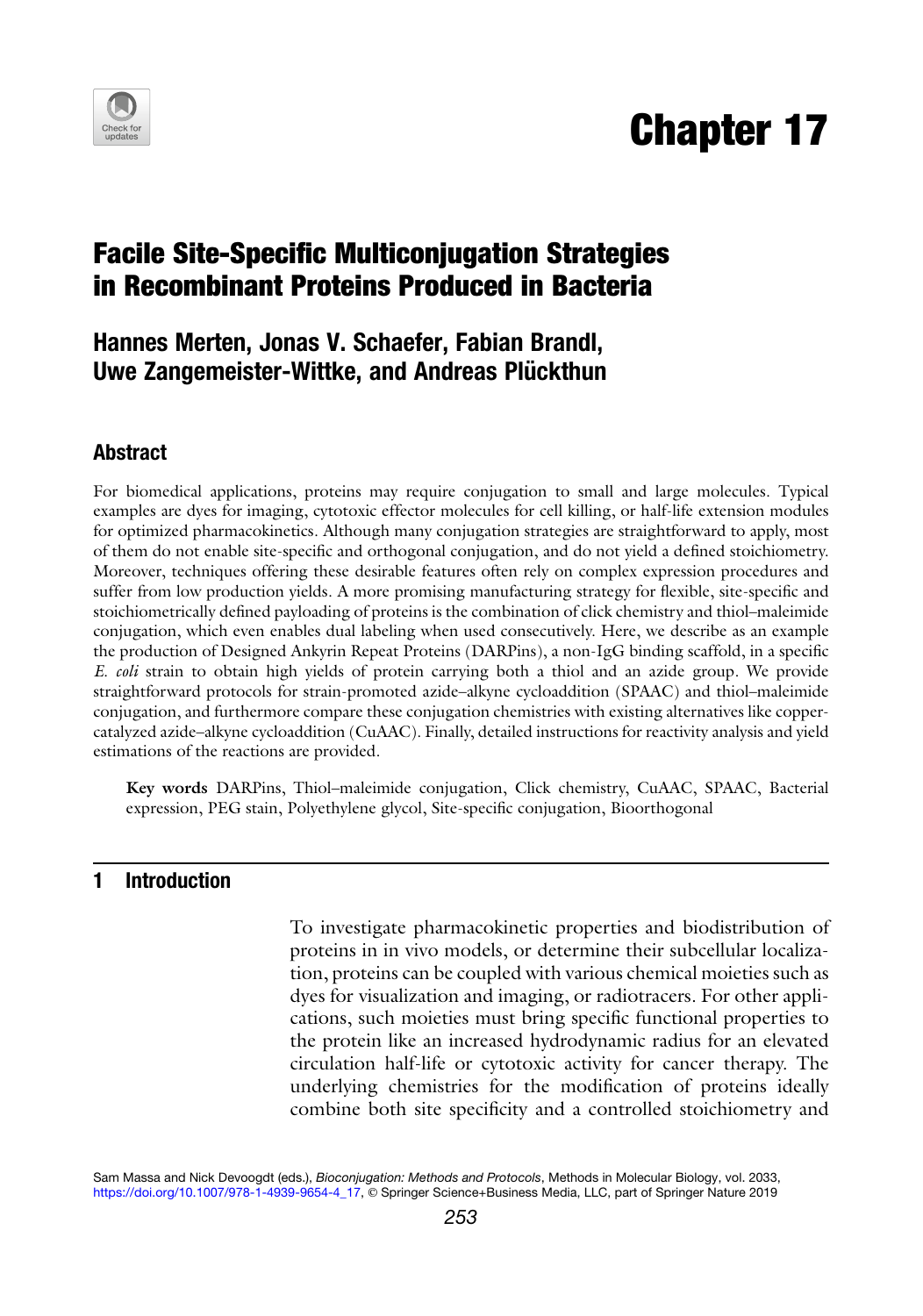# Chapter 17

## Facile Site-Specific Multiconjugation Strategies in Recombinant Proteins Produced in Bacteria

### Hannes Merten, Jonas V. Schaefer, Fabian Brandl, Uwe Zangemeister-Wittke, and Andreas Plückthun

### Abstract

For biomedical applications, proteins may require conjugation to small and large molecules. Typical examples are dyes for imaging, cytotoxic effector molecules for cell killing, or half-life extension modules for optimized pharmacokinetics. Although many conjugation strategies are straightforward to apply, most of them do not enable site-specific and orthogonal conjugation, and do not yield a defined stoichiometry. Moreover, techniques offering these desirable features often rely on complex expression procedures and suffer from low production yields. A more promising manufacturing strategy for flexible, site-specific and stoichiometrically defined payloading of proteins is the combination of click chemistry and thiol–maleimide conjugation, which even enables dual labeling when used consecutively. Here, we describe as an example the production of Designed Ankyrin Repeat Proteins (DARPins), a non-IgG binding scaffold, in a specific *E. coli* strain to obtain high yields of protein carrying both a thiol and an azide group. We provide straightforward protocols for strain-promoted azide–alkyne cycloaddition (SPAAC) and thiol–maleimide conjugation, and furthermore compare these conjugation chemistries with existing alternatives like copper-catalyzed azide–alkyne cycloaddition (CuAAC). Finally, detailed instructions for reactivity analysis and yield estimations of the reactions are provided.

**Key words** DARPins, Thiol–maleimide conjugation, Click chemistry, CuAAC, SPAAC, Bacterial expression, PEG stain, Polyethylene glycol, Site-specific conjugation, Bioorthogonal

## 1 Introduction

To investigate pharmacokinetic properties and biodistribution of proteins in in vivo models, or determine their subcellular localization, proteins can be coupled with various chemical moieties such as dyes for visualization and imaging, or radiotracers. For other applications, such moieties must bring specific functional properties to the protein like an increased hydrodynamic radius for an elevated circulation half-life or cytotoxic activity for cancer therapy. The underlying chemistries for the modification of proteins ideally combine both site specificity and a controlled stoichiometry and

Sam Massa and Nick Devoogdt (eds.), *Bioconjugation: Methods and Protocols*, Methods in Molecular Biology, vol. 2033, https://doi.org/10.1007/978-1-4939-9654-4_17, © Springer Science+Business Media, LLC, part of Springer Nature 2019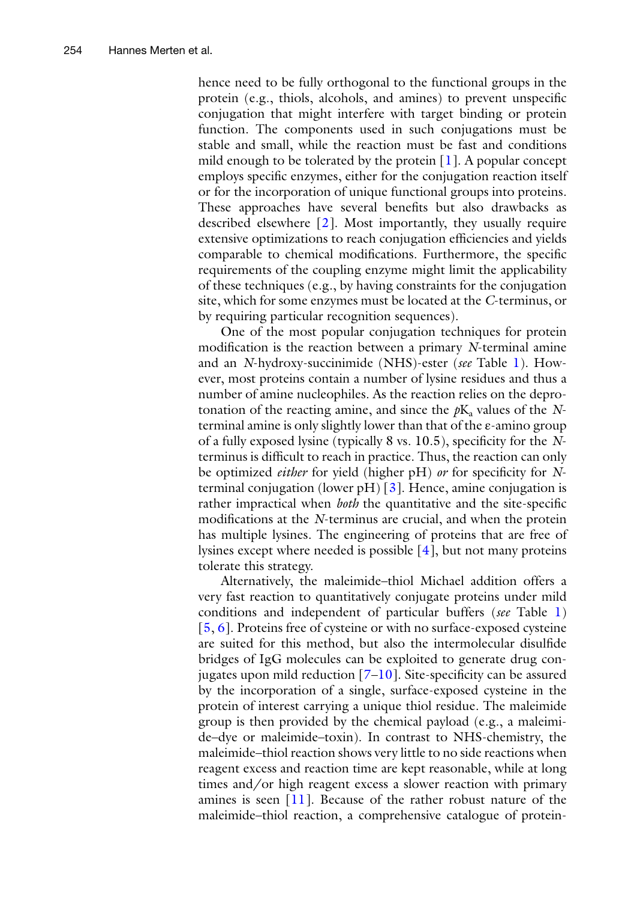hence need to be fully orthogonal to the functional groups in the protein (e.g., thiols, alcohols, and amines) to prevent unspecific conjugation that might interfere with target binding or protein function. The components used in such conjugations must be stable and small, while the reaction must be fast and conditions mild enough to be tolerated by the protein [1]. A popular concept employs specific enzymes, either for the conjugation reaction itself or for the incorporation of unique functional groups into proteins. These approaches have several benefits but also drawbacks as described elsewhere [2]. Most importantly, they usually require extensive optimizations to reach conjugation efficiencies and yields comparable to chemical modifications. Furthermore, the specific requirements of the coupling enzyme might limit the applicability of these techniques (e.g., by having constraints for the conjugation site, which for some enzymes must be located at the *C*-terminus, or by requiring particular recognition sequences).

One of the most popular conjugation techniques for protein modification is the reaction between a primary *N*-terminal amine and an *N*-hydroxy-succinimide (NHS)-ester (*see* Table 1). However, most proteins contain a number of lysine residues and thus a number of amine nucleophiles. As the reaction relies on the deprotonation of the reacting amine, and since the $pK_a$ values of the *N*-terminal amine is only slightly lower than that of the ε-amino group of a fully exposed lysine (typically 8 vs. 10.5), specificity for the *N*-terminus is difficult to reach in practice. Thus, the reaction can only be optimized *either* for yield (higher pH) *or* for specificity for *N*-terminal conjugation (lower pH) [3]. Hence, amine conjugation is rather impractical when *both* the quantitative and the site-specific modifications at the *N*-terminus are crucial, and when the protein has multiple lysines. The engineering of proteins that are free of lysines except where needed is possible [4], but not many proteins tolerate this strategy.

Alternatively, the maleimide–thiol Michael addition offers a very fast reaction to quantitatively conjugate proteins under mild conditions and independent of particular buffers (*see* Table 1) [5, 6]. Proteins free of cysteine or with no surface-exposed cysteine are suited for this method, but also the intermolecular disulfide bridges of IgG molecules can be exploited to generate drug conjugates upon mild reduction [7–10]. Site-specificity can be assured by the incorporation of a single, surface-exposed cysteine in the protein of interest carrying a unique thiol residue. The maleimide group is then provided by the chemical payload (e.g., a maleimide–dye or maleimide–toxin). In contrast to NHS-chemistry, the maleimide–thiol reaction shows very little to no side reactions when reagent excess and reaction time are kept reasonable, while at long times and/or high reagent excess a slower reaction with primary amines is seen [11]. Because of the rather robust nature of the maleimide–thiol reaction, a comprehensive catalogue of protein-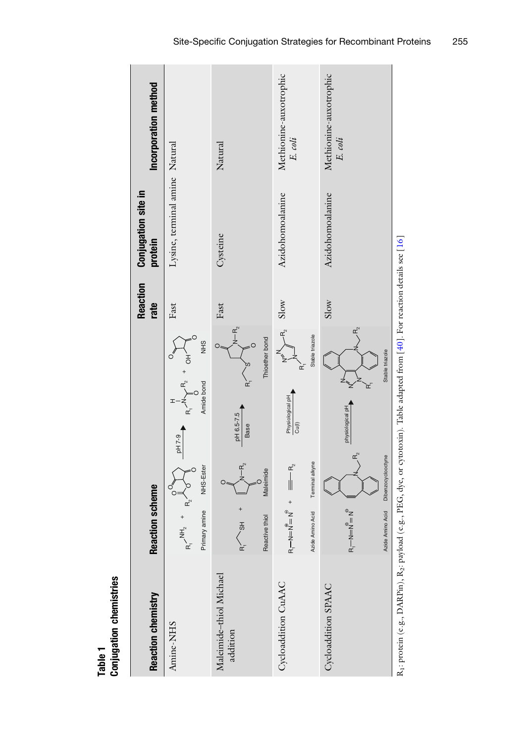**Table 1**
**Conjugation chemistries**

| Reaction chemistry | Reaction scheme | Reaction rate | Conjugation site in protein | Incorporation method |
|---|---|---|---|---|
| Amine-NHS | Primary amine + NHS-Ester —pH 7-9→ Amide bond + NHS | Fast | Lysine, terminal amine | Natural |
| Maleimide–thiol Michael addition | Reactive thiol + Maleimide —pH 6.5-7.5, Base→ Thioether bond | Fast | Cysteine | Natural |
| Cycloaddition CuAAC | Azide Amino Acid + Terminal alkyne —Physiological pH, Cu(I)→ Stable triazole | Slow | Azidohomoalanine | Methionine-auxotrophic *E. coli* |
| Cycloaddition SPAAC | Azide Amino Acid + Dibenzocyclooctyne —physiological pH→ Stable triazole | Slow | Azidohomoalanine | Methionine-auxotrophic *E. coli* |

$R_1$: protein (e.g., DARPin), $R_2$: payload (e.g., PEG, dye, or cytotoxin). Table adapted from [40]. For reaction details see [16]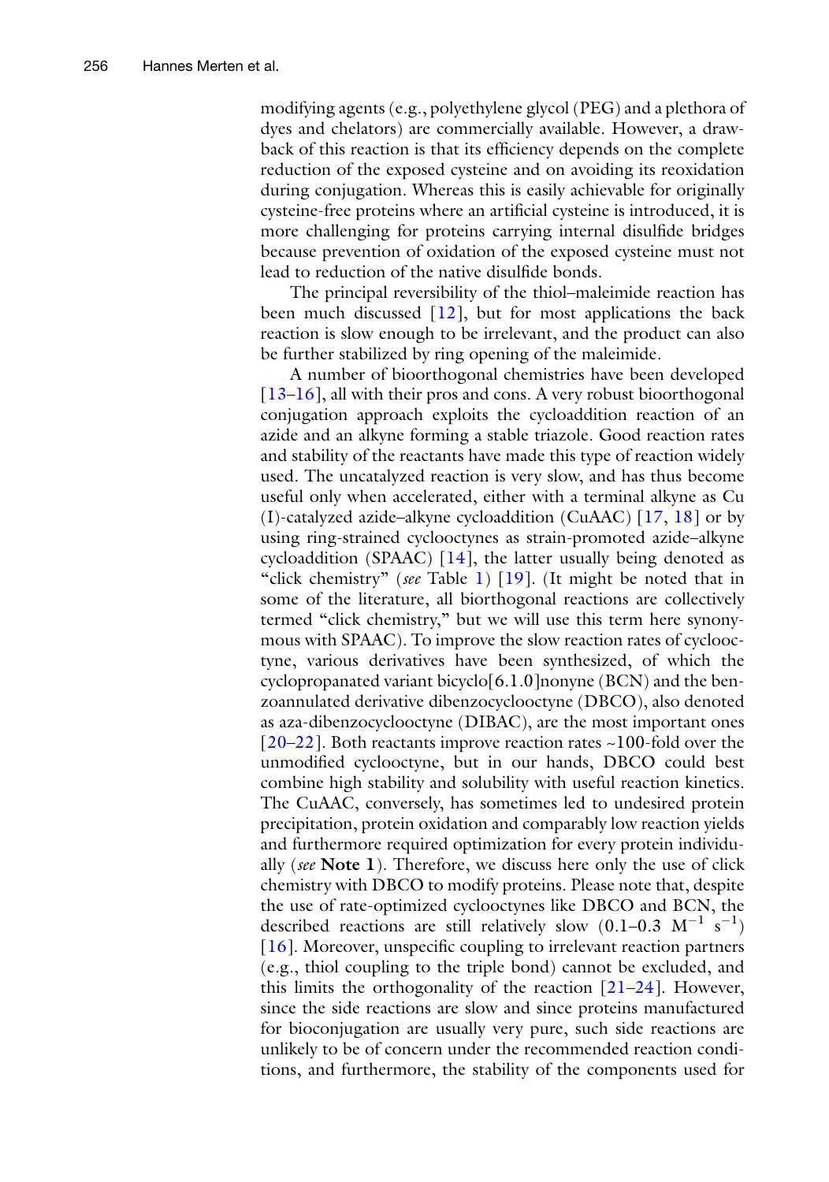modifying agents (e.g., polyethylene glycol (PEG) and a plethora of dyes and chelators) are commercially available. However, a drawback of this reaction is that its efficiency depends on the complete reduction of the exposed cysteine and on avoiding its reoxidation during conjugation. Whereas this is easily achievable for originally cysteine-free proteins where an artificial cysteine is introduced, it is more challenging for proteins carrying internal disulfide bridges because prevention of oxidation of the exposed cysteine must not lead to reduction of the native disulfide bonds.

The principal reversibility of the thiol–maleimide reaction has been much discussed [12], but for most applications the back reaction is slow enough to be irrelevant, and the product can also be further stabilized by ring opening of the maleimide.

A number of bioorthogonal chemistries have been developed [13–16], all with their pros and cons. A very robust bioorthogonal conjugation approach exploits the cycloaddition reaction of an azide and an alkyne forming a stable triazole. Good reaction rates and stability of the reactants have made this type of reaction widely used. The uncatalyzed reaction is very slow, and has thus become useful only when accelerated, either with a terminal alkyne as Cu (I)-catalyzed azide–alkyne cycloaddition (CuAAC) [17, 18] or by using ring-strained cyclooctynes as strain-promoted azide–alkyne cycloaddition (SPAAC) [14], the latter usually being denoted as "click chemistry" (*see* Table 1) [19]. (It might be noted that in some of the literature, all biorthogonal reactions are collectively termed "click chemistry," but we will use this term here synonymous with SPAAC). To improve the slow reaction rates of cyclooctyne, various derivatives have been synthesized, of which the cyclopropanated variant bicyclo[6.1.0]nonyne (BCN) and the benzoannulated derivative dibenzocyclooctyne (DBCO), also denoted as aza-dibenzocyclooctyne (DIBAC), are the most important ones [20–22]. Both reactants improve reaction rates ~100-fold over the unmodified cyclooctyne, but in our hands, DBCO could best combine high stability and solubility with useful reaction kinetics. The CuAAC, conversely, has sometimes led to undesired protein precipitation, protein oxidation and comparably low reaction yields and furthermore required optimization for every protein individually (*see* **Note 1**). Therefore, we discuss here only the use of click chemistry with DBCO to modify proteins. Please note that, despite the use of rate-optimized cyclooctynes like DBCO and BCN, the described reactions are still relatively slow (0.1–0.3 $M^{-1}$ $s^{-1}$) [16]. Moreover, unspecific coupling to irrelevant reaction partners (e.g., thiol coupling to the triple bond) cannot be excluded, and this limits the orthogonality of the reaction [21–24]. However, since the side reactions are slow and since proteins manufactured for bioconjugation are usually very pure, such side reactions are unlikely to be of concern under the recommended reaction conditions, and furthermore, the stability of the components used for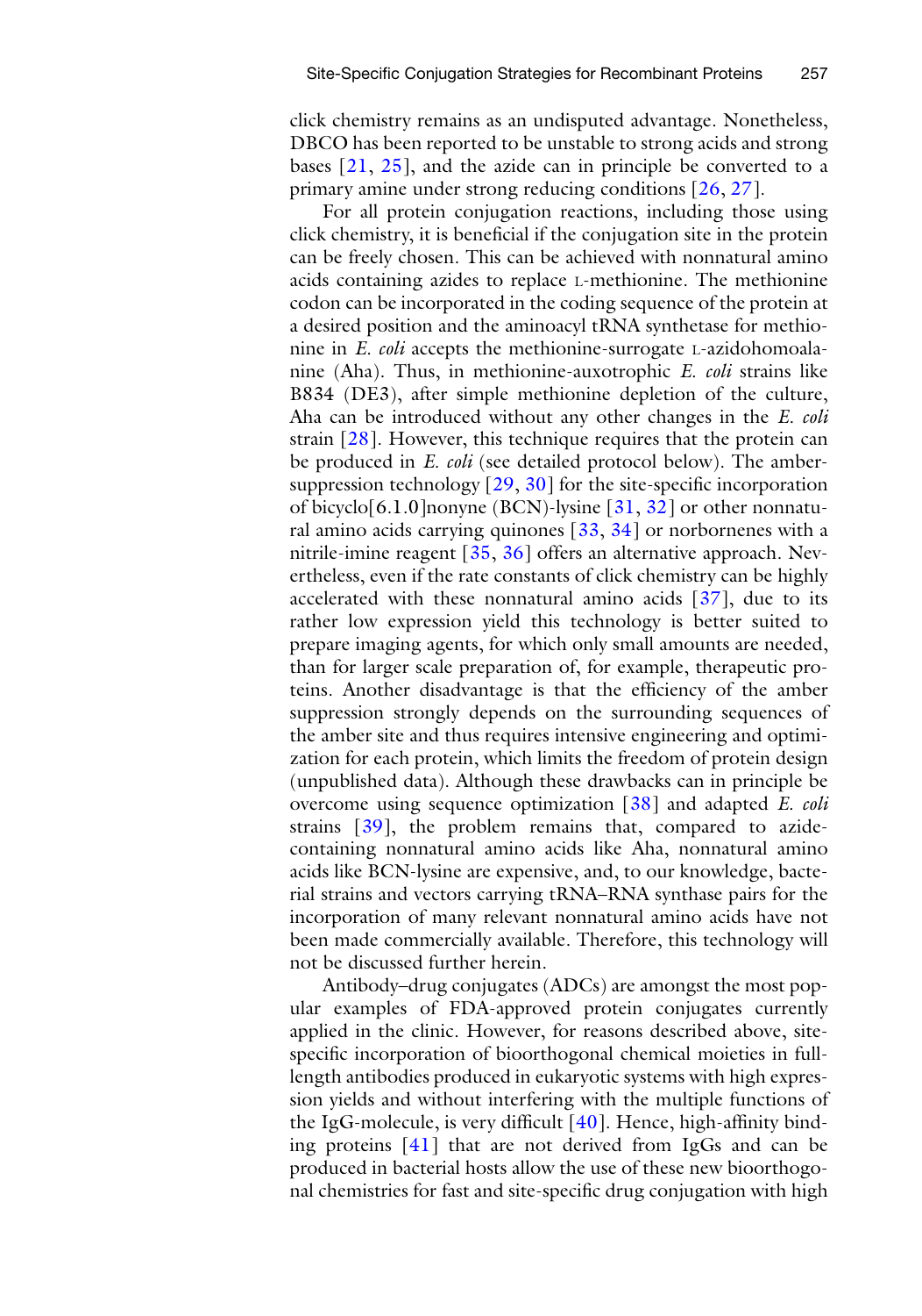click chemistry remains as an undisputed advantage. Nonetheless, DBCO has been reported to be unstable to strong acids and strong bases [21, 25], and the azide can in principle be converted to a primary amine under strong reducing conditions [26, 27].

For all protein conjugation reactions, including those using click chemistry, it is beneficial if the conjugation site in the protein can be freely chosen. This can be achieved with nonnatural amino acids containing azides to replace L-methionine. The methionine codon can be incorporated in the coding sequence of the protein at a desired position and the aminoacyl tRNA synthetase for methionine in *E. coli* accepts the methionine-surrogate L-azidohomoalanine (Aha). Thus, in methionine-auxotrophic *E. coli* strains like B834 (DE3), after simple methionine depletion of the culture, Aha can be introduced without any other changes in the *E. coli* strain [28]. However, this technique requires that the protein can be produced in *E. coli* (see detailed protocol below). The amber-suppression technology [29, 30] for the site-specific incorporation of bicyclo[6.1.0]nonyne (BCN)-lysine [31, 32] or other nonnatural amino acids carrying quinones [33, 34] or norbornenes with a nitrile-imine reagent [35, 36] offers an alternative approach. Nevertheless, even if the rate constants of click chemistry can be highly accelerated with these nonnatural amino acids [37], due to its rather low expression yield this technology is better suited to prepare imaging agents, for which only small amounts are needed, than for larger scale preparation of, for example, therapeutic proteins. Another disadvantage is that the efficiency of the amber suppression strongly depends on the surrounding sequences of the amber site and thus requires intensive engineering and optimization for each protein, which limits the freedom of protein design (unpublished data). Although these drawbacks can in principle be overcome using sequence optimization [38] and adapted *E. coli* strains [39], the problem remains that, compared to azide-containing nonnatural amino acids like Aha, nonnatural amino acids like BCN-lysine are expensive, and, to our knowledge, bacterial strains and vectors carrying tRNA–RNA synthase pairs for the incorporation of many relevant nonnatural amino acids have not been made commercially available. Therefore, this technology will not be discussed further herein.

Antibody–drug conjugates (ADCs) are amongst the most popular examples of FDA-approved protein conjugates currently applied in the clinic. However, for reasons described above, site-specific incorporation of bioorthogonal chemical moieties in full-length antibodies produced in eukaryotic systems with high expression yields and without interfering with the multiple functions of the IgG-molecule, is very difficult [40]. Hence, high-affinity binding proteins [41] that are not derived from IgGs and can be produced in bacterial hosts allow the use of these new bioorthogonal chemistries for fast and site-specific drug conjugation with high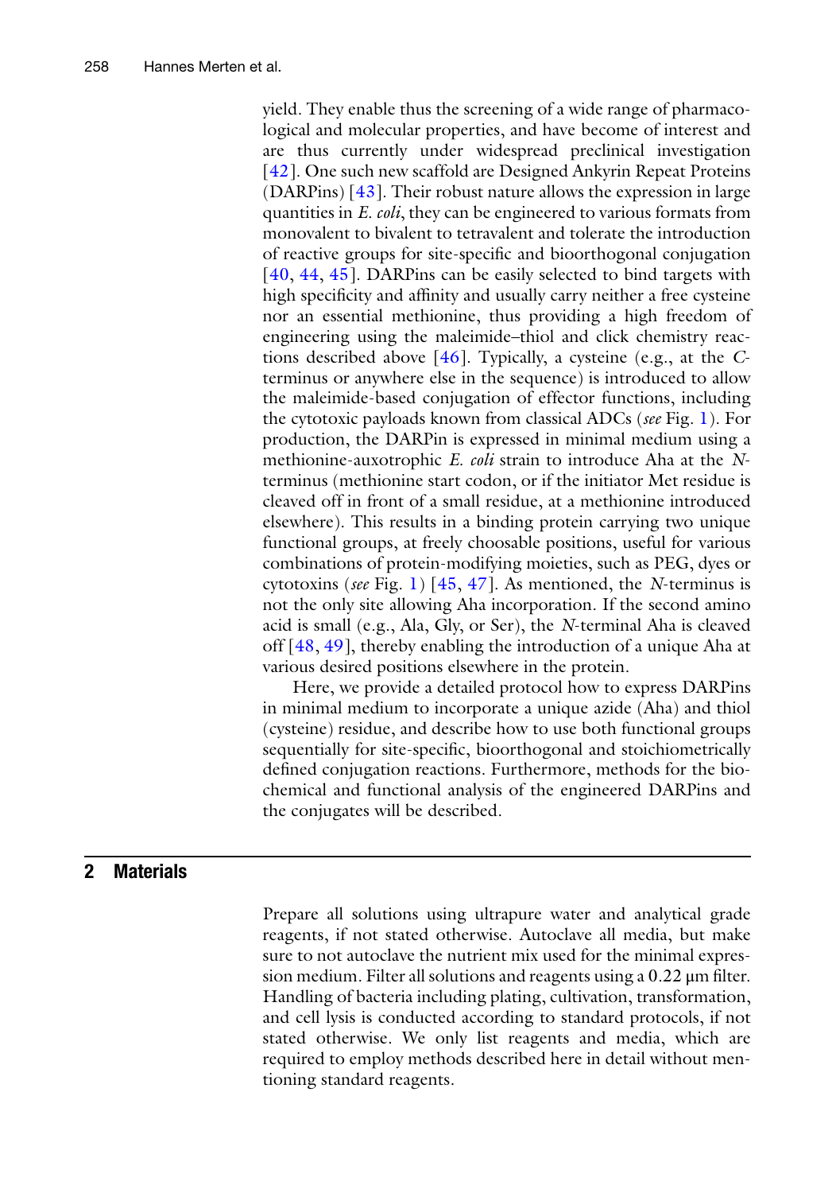yield. They enable thus the screening of a wide range of pharmacological and molecular properties, and have become of interest and are thus currently under widespread preclinical investigation [42]. One such new scaffold are Designed Ankyrin Repeat Proteins (DARPins) [43]. Their robust nature allows the expression in large quantities in *E. coli*, they can be engineered to various formats from monovalent to bivalent to tetravalent and tolerate the introduction of reactive groups for site-specific and bioorthogonal conjugation [40, 44, 45]. DARPins can be easily selected to bind targets with high specificity and affinity and usually carry neither a free cysteine nor an essential methionine, thus providing a high freedom of engineering using the maleimide–thiol and click chemistry reactions described above [46]. Typically, a cysteine (e.g., at the *C*-terminus or anywhere else in the sequence) is introduced to allow the maleimide-based conjugation of effector functions, including the cytotoxic payloads known from classical ADCs (*see* Fig. 1). For production, the DARPin is expressed in minimal medium using a methionine-auxotrophic *E. coli* strain to introduce Aha at the *N*-terminus (methionine start codon, or if the initiator Met residue is cleaved off in front of a small residue, at a methionine introduced elsewhere). This results in a binding protein carrying two unique functional groups, at freely choosable positions, useful for various combinations of protein-modifying moieties, such as PEG, dyes or cytotoxins (*see* Fig. 1) [45, 47]. As mentioned, the *N*-terminus is not the only site allowing Aha incorporation. If the second amino acid is small (e.g., Ala, Gly, or Ser), the *N*-terminal Aha is cleaved off [48, 49], thereby enabling the introduction of a unique Aha at various desired positions elsewhere in the protein.

Here, we provide a detailed protocol how to express DARPins in minimal medium to incorporate a unique azide (Aha) and thiol (cysteine) residue, and describe how to use both functional groups sequentially for site-specific, bioorthogonal and stoichiometrically defined conjugation reactions. Furthermore, methods for the biochemical and functional analysis of the engineered DARPins and the conjugates will be described.

## 2 Materials

Prepare all solutions using ultrapure water and analytical grade reagents, if not stated otherwise. Autoclave all media, but make sure to not autoclave the nutrient mix used for the minimal expression medium. Filter all solutions and reagents using a 0.22 μm filter. Handling of bacteria including plating, cultivation, transformation, and cell lysis is conducted according to standard protocols, if not stated otherwise. We only list reagents and media, which are required to employ methods described here in detail without mentioning standard reagents.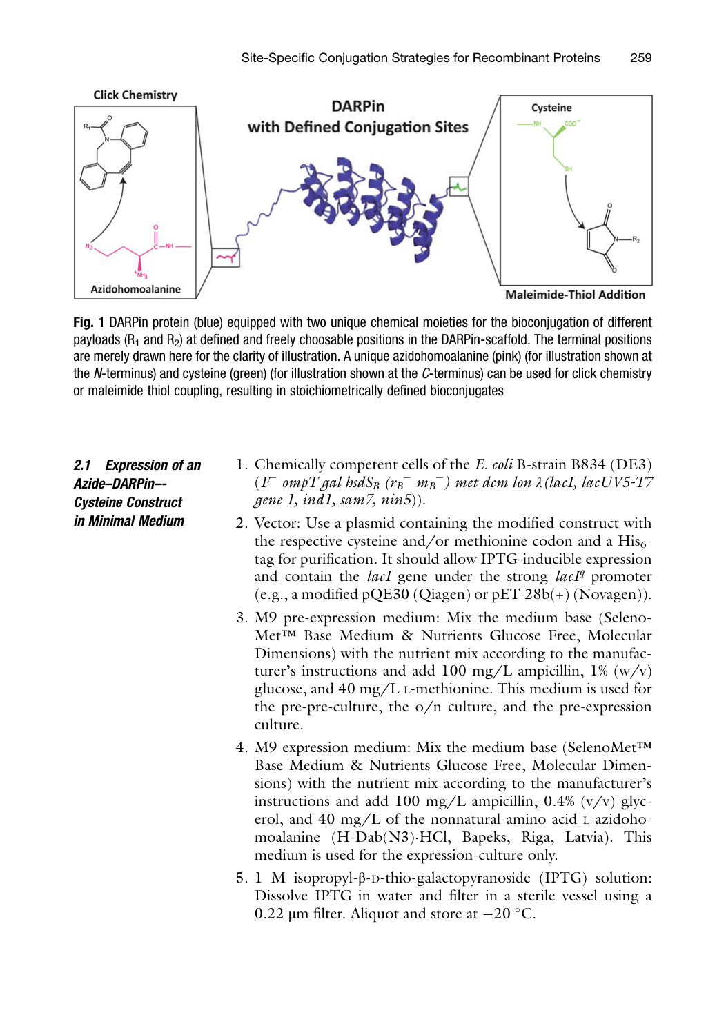**Fig. 1** DARPin protein (blue) equipped with two unique chemical moieties for the bioconjugation of different payloads ($R_1$ and $R_2$) at defined and freely choosable positions in the DARPin-scaffold. The terminal positions are merely drawn here for the clarity of illustration. A unique azidohomoalanine (pink) (for illustration shown at the *N*-terminus) and cysteine (green) (for illustration shown at the *C*-terminus) can be used for click chemistry or maleimide thiol coupling, resulting in stoichiometrically defined bioconjugates

### 2.1 Expression of an Azide–DARPin–-Cysteine Construct in Minimal Medium

1. Chemically competent cells of the *E. coli* B-strain B834 (DE3) (*$F^-$ ompT gal hsdS$_B$ ($r_B^-$ $m_B^-$) met dcm lon λ(lacI, lacUV5-T7 gene 1, ind1, sam7, nin5)*).
2. Vector: Use a plasmid containing the modified construct with the respective cysteine and/or methionine codon and a His$_6$-tag for purification. It should allow IPTG-inducible expression and contain the *lacI* gene under the strong *lacI$^q$* promoter (e.g., a modified pQE30 (Qiagen) or pET-28b(+) (Novagen)).
3. M9 pre-expression medium: Mix the medium base (Seleno-Met™ Base Medium & Nutrients Glucose Free, Molecular Dimensions) with the nutrient mix according to the manufacturer's instructions and add 100 mg/L ampicillin, 1% (w/v) glucose, and 40 mg/L L-methionine. This medium is used for the pre-pre-culture, the o/n culture, and the pre-expression culture.
4. M9 expression medium: Mix the medium base (SelenoMet™ Base Medium & Nutrients Glucose Free, Molecular Dimensions) with the nutrient mix according to the manufacturer's instructions and add 100 mg/L ampicillin, 0.4% (v/v) glycerol, and 40 mg/L of the nonnatural amino acid L-azidohomoalanine (H-Dab(N3)·HCl, Bapeks, Riga, Latvia). This medium is used for the expression-culture only.
5. 1 M isopropyl-β-D-thio-galactopyranoside (IPTG) solution: Dissolve IPTG in water and filter in a sterile vessel using a 0.22 μm filter. Aliquot and store at −20 °C.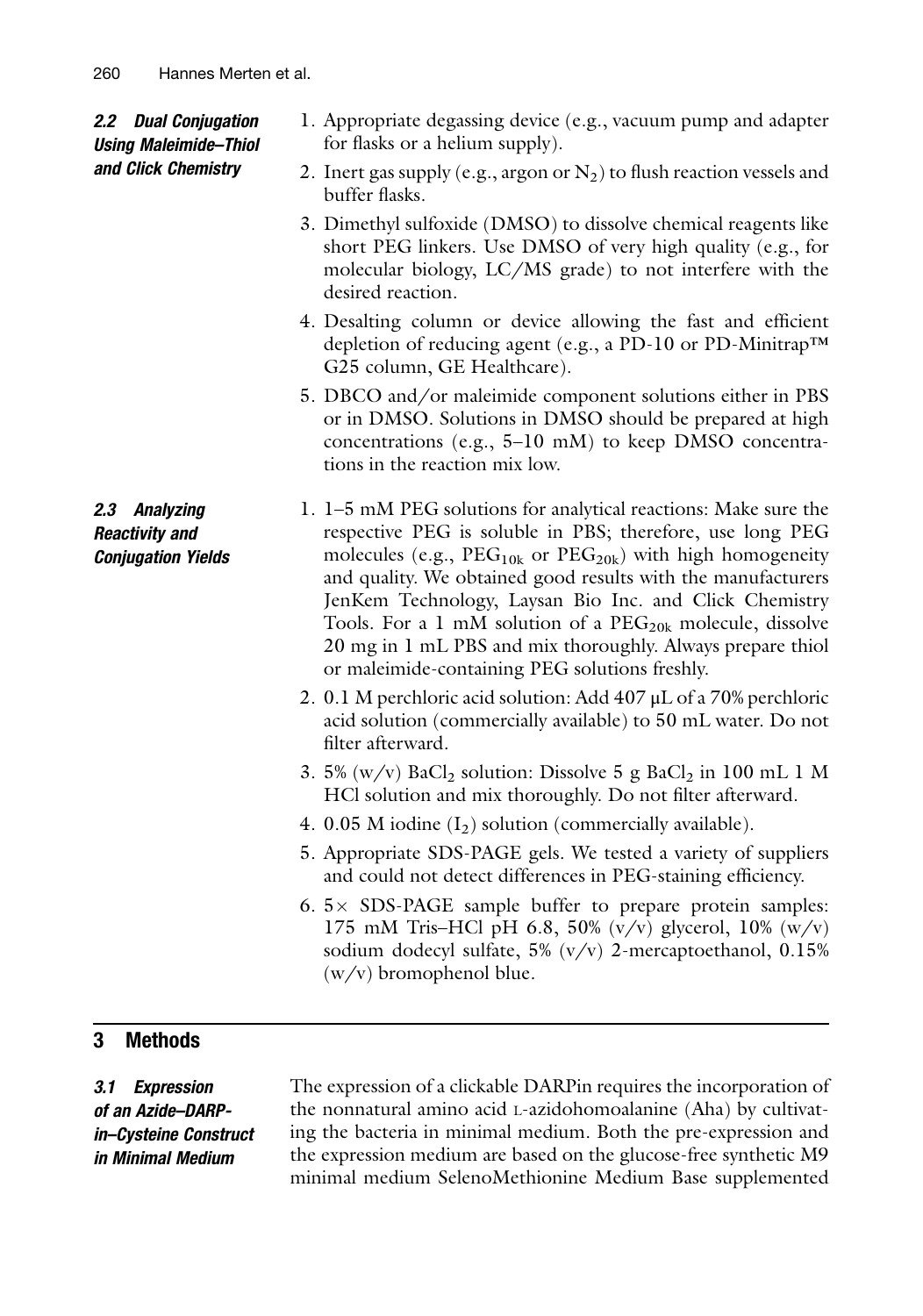#### 2.2 Dual Conjugation Using Maleimide–Thiol and Click Chemistry

1. Appropriate degassing device (e.g., vacuum pump and adapter for flasks or a helium supply).
2. Inert gas supply (e.g., argon or $N_2$) to flush reaction vessels and buffer flasks.
3. Dimethyl sulfoxide (DMSO) to dissolve chemical reagents like short PEG linkers. Use DMSO of very high quality (e.g., for molecular biology, LC/MS grade) to not interfere with the desired reaction.
4. Desalting column or device allowing the fast and efficient depletion of reducing agent (e.g., a PD-10 or PD-Minitrap™ G25 column, GE Healthcare).
5. DBCO and/or maleimide component solutions either in PBS or in DMSO. Solutions in DMSO should be prepared at high concentrations (e.g., 5–10 mM) to keep DMSO concentrations in the reaction mix low.

#### 2.3 Analyzing Reactivity and Conjugation Yields

1. 1–5 mM PEG solutions for analytical reactions: Make sure the respective PEG is soluble in PBS; therefore, use long PEG molecules (e.g., $PEG_{10k}$ or $PEG_{20k}$) with high homogeneity and quality. We obtained good results with the manufacturers JenKem Technology, Laysan Bio Inc. and Click Chemistry Tools. For a 1 mM solution of a $PEG_{20k}$ molecule, dissolve 20 mg in 1 mL PBS and mix thoroughly. Always prepare thiol or maleimide-containing PEG solutions freshly.
2. 0.1 M perchloric acid solution: Add 407 μL of a 70% perchloric acid solution (commercially available) to 50 mL water. Do not filter afterward.
3. 5% (w/v) $BaCl_2$ solution: Dissolve 5 g $BaCl_2$ in 100 mL 1 M HCl solution and mix thoroughly. Do not filter afterward.
4. 0.05 M iodine ($I_2$) solution (commercially available).
5. Appropriate SDS-PAGE gels. We tested a variety of suppliers and could not detect differences in PEG-staining efficiency.
6. 5× SDS-PAGE sample buffer to prepare protein samples: 175 mM Tris–HCl pH 6.8, 50% (v/v) glycerol, 10% (w/v) sodium dodecyl sulfate, 5% (v/v) 2-mercaptoethanol, 0.15% (w/v) bromophenol blue.

## 3 Methods

#### 3.1 Expression of an Azide–DARPin–Cysteine Construct in Minimal Medium

The expression of a clickable DARPin requires the incorporation of the nonnatural amino acid L-azidohomoalanine (Aha) by cultivating the bacteria in minimal medium. Both the pre-expression and the expression medium are based on the glucose-free synthetic M9 minimal medium SelenoMethionine Medium Base supplemented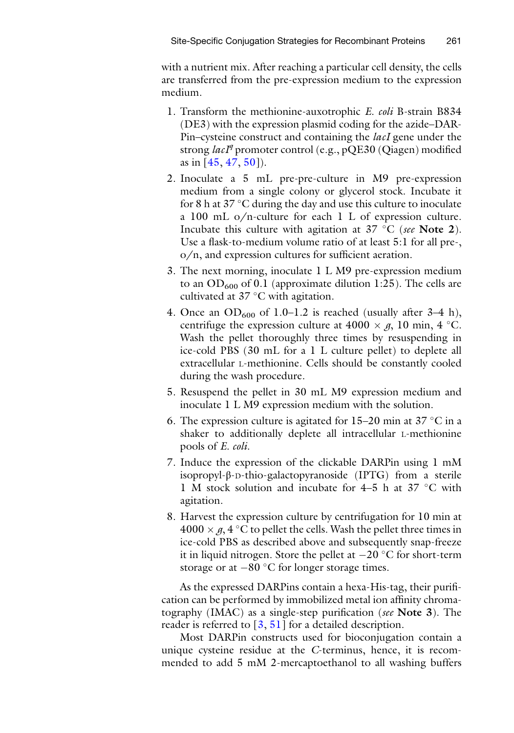with a nutrient mix. After reaching a particular cell density, the cells are transferred from the pre-expression medium to the expression medium.

1. Transform the methionine-auxotrophic *E. coli* B-strain B834 (DE3) with the expression plasmid coding for the azide–DARPin–cysteine construct and containing the *lacI* gene under the strong *lacI*$^{q}$ promoter control (e.g., pQE30 (Qiagen) modified as in [45, 47, 50]).
2. Inoculate a 5 mL pre-pre-culture in M9 pre-expression medium from a single colony or glycerol stock. Incubate it for 8 h at 37 °C during the day and use this culture to inoculate a 100 mL o/n-culture for each 1 L of expression culture. Incubate this culture with agitation at 37 °C (*see* **Note 2**). Use a flask-to-medium volume ratio of at least 5:1 for all pre-, o/n, and expression cultures for sufficient aeration.
3. The next morning, inoculate 1 L M9 pre-expression medium to an $OD_{600}$ of 0.1 (approximate dilution 1:25). The cells are cultivated at 37 °C with agitation.
4. Once an $OD_{600}$ of 1.0–1.2 is reached (usually after 3–4 h), centrifuge the expression culture at 4000 × *g*, 10 min, 4 °C. Wash the pellet thoroughly three times by resuspending in ice-cold PBS (30 mL for a 1 L culture pellet) to deplete all extracellular L-methionine. Cells should be constantly cooled during the wash procedure.
5. Resuspend the pellet in 30 mL M9 expression medium and inoculate 1 L M9 expression medium with the solution.
6. The expression culture is agitated for 15–20 min at 37 °C in a shaker to additionally deplete all intracellular L-methionine pools of *E. coli*.
7. Induce the expression of the clickable DARPin using 1 mM isopropyl-β-D-thio-galactopyranoside (IPTG) from a sterile 1 M stock solution and incubate for 4–5 h at 37 °C with agitation.
8. Harvest the expression culture by centrifugation for 10 min at 4000 × *g*, 4 °C to pellet the cells. Wash the pellet three times in ice-cold PBS as described above and subsequently snap-freeze it in liquid nitrogen. Store the pellet at −20 °C for short-term storage or at −80 °C for longer storage times.

As the expressed DARPins contain a hexa-His-tag, their purification can be performed by immobilized metal ion affinity chromatography (IMAC) as a single-step purification (*see* **Note 3**). The reader is referred to [3, 51] for a detailed description.

Most DARPin constructs used for bioconjugation contain a unique cysteine residue at the *C*-terminus, hence, it is recommended to add 5 mM 2-mercaptoethanol to all washing buffers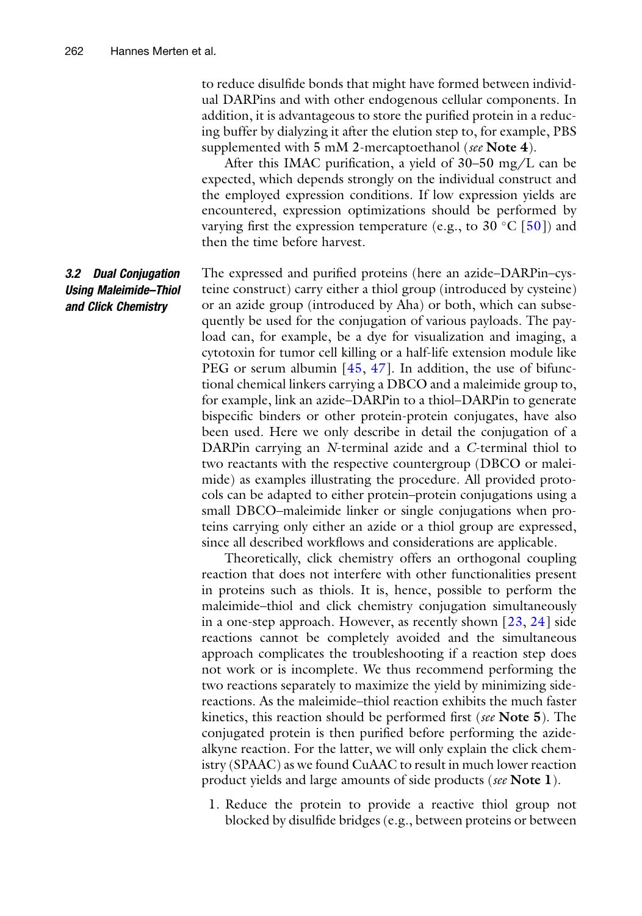to reduce disulfide bonds that might have formed between individual DARPins and with other endogenous cellular components. In addition, it is advantageous to store the purified protein in a reducing buffer by dialyzing it after the elution step to, for example, PBS supplemented with 5 mM 2-mercaptoethanol (*see* **Note 4**).

After this IMAC purification, a yield of 30–50 mg/L can be expected, which depends strongly on the individual construct and the employed expression conditions. If low expression yields are encountered, expression optimizations should be performed by varying first the expression temperature (e.g., to 30 °C [50]) and then the time before harvest.

### 3.2 Dual Conjugation Using Maleimide–Thiol and Click Chemistry

The expressed and purified proteins (here an azide–DARPin–cysteine construct) carry either a thiol group (introduced by cysteine) or an azide group (introduced by Aha) or both, which can subsequently be used for the conjugation of various payloads. The payload can, for example, be a dye for visualization and imaging, a cytotoxin for tumor cell killing or a half-life extension module like PEG or serum albumin [45, 47]. In addition, the use of bifunctional chemical linkers carrying a DBCO and a maleimide group to, for example, link an azide–DARPin to a thiol–DARPin to generate bispecific binders or other protein-protein conjugates, have also been used. Here we only describe in detail the conjugation of a DARPin carrying an *N*-terminal azide and a *C*-terminal thiol to two reactants with the respective countergroup (DBCO or maleimide) as examples illustrating the procedure. All provided protocols can be adapted to either protein–protein conjugations using a small DBCO–maleimide linker or single conjugations when proteins carrying only either an azide or a thiol group are expressed, since all described workflows and considerations are applicable.

Theoretically, click chemistry offers an orthogonal coupling reaction that does not interfere with other functionalities present in proteins such as thiols. It is, hence, possible to perform the maleimide–thiol and click chemistry conjugation simultaneously in a one-step approach. However, as recently shown [23, 24] side reactions cannot be completely avoided and the simultaneous approach complicates the troubleshooting if a reaction step does not work or is incomplete. We thus recommend performing the two reactions separately to maximize the yield by minimizing side-reactions. As the maleimide–thiol reaction exhibits the much faster kinetics, this reaction should be performed first (*see* **Note 5**). The conjugated protein is then purified before performing the azide-alkyne reaction. For the latter, we will only explain the click chemistry (SPAAC) as we found CuAAC to result in much lower reaction product yields and large amounts of side products (*see* **Note 1**).

1. Reduce the protein to provide a reactive thiol group not blocked by disulfide bridges (e.g., between proteins or between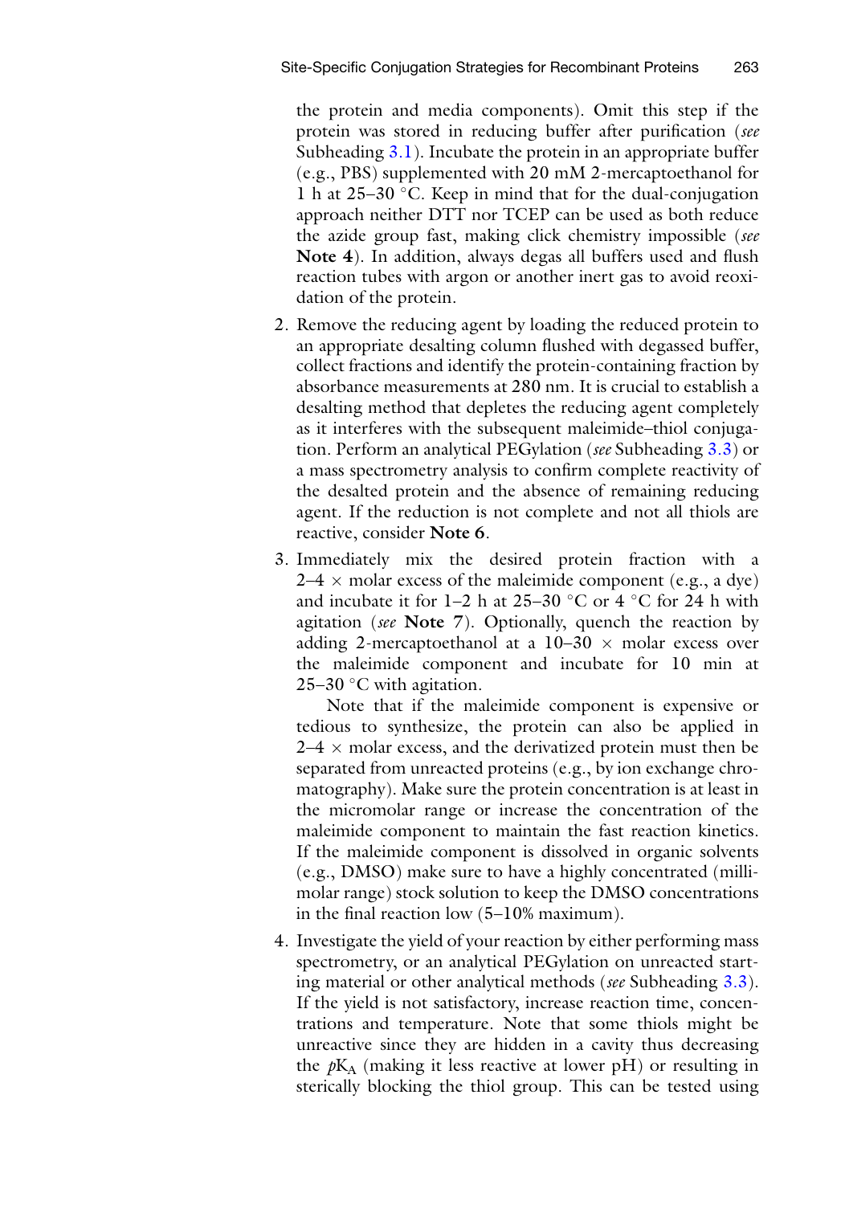the protein and media components). Omit this step if the protein was stored in reducing buffer after purification (*see* Subheading 3.1). Incubate the protein in an appropriate buffer (e.g., PBS) supplemented with 20 mM 2-mercaptoethanol for 1 h at 25–30 °C. Keep in mind that for the dual-conjugation approach neither DTT nor TCEP can be used as both reduce the azide group fast, making click chemistry impossible (*see* **Note 4**). In addition, always degas all buffers used and flush reaction tubes with argon or another inert gas to avoid reoxidation of the protein.

2. Remove the reducing agent by loading the reduced protein to an appropriate desalting column flushed with degassed buffer, collect fractions and identify the protein-containing fraction by absorbance measurements at 280 nm. It is crucial to establish a desalting method that depletes the reducing agent completely as it interferes with the subsequent maleimide–thiol conjugation. Perform an analytical PEGylation (*see* Subheading 3.3) or a mass spectrometry analysis to confirm complete reactivity of the desalted protein and the absence of remaining reducing agent. If the reduction is not complete and not all thiols are reactive, consider **Note 6**.

3. Immediately mix the desired protein fraction with a 2–4 × molar excess of the maleimide component (e.g., a dye) and incubate it for 1–2 h at 25–30 °C or 4 °C for 24 h with agitation (*see* **Note 7**). Optionally, quench the reaction by adding 2-mercaptoethanol at a 10–30 × molar excess over the maleimide component and incubate for 10 min at 25–30 °C with agitation.

   Note that if the maleimide component is expensive or tedious to synthesize, the protein can also be applied in 2–4 × molar excess, and the derivatized protein must then be separated from unreacted proteins (e.g., by ion exchange chromatography). Make sure the protein concentration is at least in the micromolar range or increase the concentration of the maleimide component to maintain the fast reaction kinetics. If the maleimide component is dissolved in organic solvents (e.g., DMSO) make sure to have a highly concentrated (millimolar range) stock solution to keep the DMSO concentrations in the final reaction low (5–10% maximum).

4. Investigate the yield of your reaction by either performing mass spectrometry, or an analytical PEGylation on unreacted starting material or other analytical methods (*see* Subheading 3.3). If the yield is not satisfactory, increase reaction time, concentrations and temperature. Note that some thiols might be unreactive since they are hidden in a cavity thus decreasing the $pK_A$ (making it less reactive at lower pH) or resulting in sterically blocking the thiol group. This can be tested using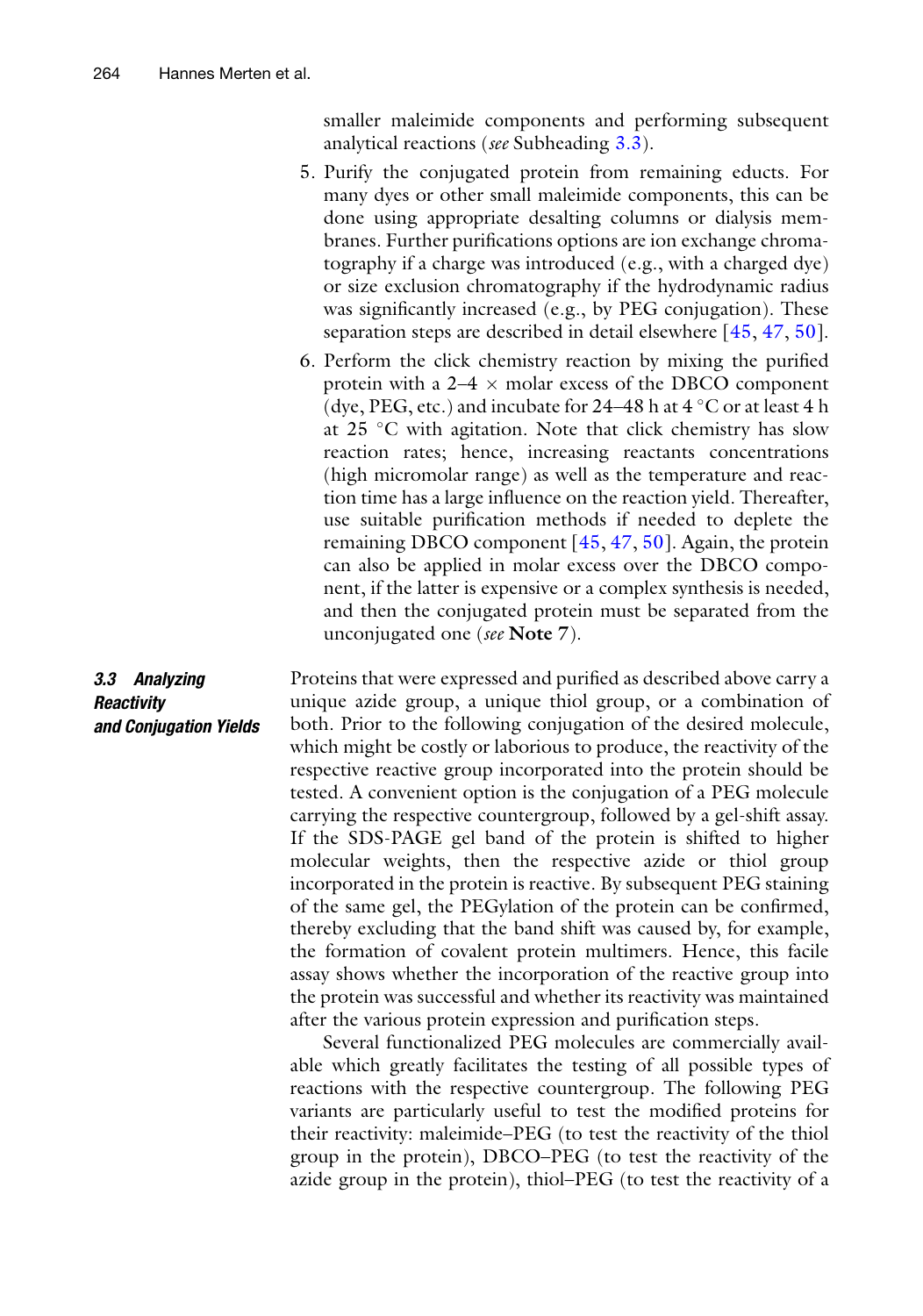smaller maleimide components and performing subsequent analytical reactions (*see* Subheading 3.3).

5. Purify the conjugated protein from remaining educts. For many dyes or other small maleimide components, this can be done using appropriate desalting columns or dialysis membranes. Further purifications options are ion exchange chromatography if a charge was introduced (e.g., with a charged dye) or size exclusion chromatography if the hydrodynamic radius was significantly increased (e.g., by PEG conjugation). These separation steps are described in detail elsewhere [45, 47, 50].

6. Perform the click chemistry reaction by mixing the purified protein with a 2–4 $\times$ molar excess of the DBCO component (dye, PEG, etc.) and incubate for 24–48 h at 4 °C or at least 4 h at 25 °C with agitation. Note that click chemistry has slow reaction rates; hence, increasing reactants concentrations (high micromolar range) as well as the temperature and reaction time has a large influence on the reaction yield. Thereafter, use suitable purification methods if needed to deplete the remaining DBCO component [45, 47, 50]. Again, the protein can also be applied in molar excess over the DBCO component, if the latter is expensive or a complex synthesis is needed, and then the conjugated protein must be separated from the unconjugated one (*see* **Note 7**).

### 3.3 Analyzing Reactivity and Conjugation Yields

Proteins that were expressed and purified as described above carry a unique azide group, a unique thiol group, or a combination of both. Prior to the following conjugation of the desired molecule, which might be costly or laborious to produce, the reactivity of the respective reactive group incorporated into the protein should be tested. A convenient option is the conjugation of a PEG molecule carrying the respective countergroup, followed by a gel-shift assay. If the SDS-PAGE gel band of the protein is shifted to higher molecular weights, then the respective azide or thiol group incorporated in the protein is reactive. By subsequent PEG staining of the same gel, the PEGylation of the protein can be confirmed, thereby excluding that the band shift was caused by, for example, the formation of covalent protein multimers. Hence, this facile assay shows whether the incorporation of the reactive group into the protein was successful and whether its reactivity was maintained after the various protein expression and purification steps.

Several functionalized PEG molecules are commercially available which greatly facilitates the testing of all possible types of reactions with the respective countergroup. The following PEG variants are particularly useful to test the modified proteins for their reactivity: maleimide–PEG (to test the reactivity of the thiol group in the protein), DBCO–PEG (to test the reactivity of the azide group in the protein), thiol–PEG (to test the reactivity of a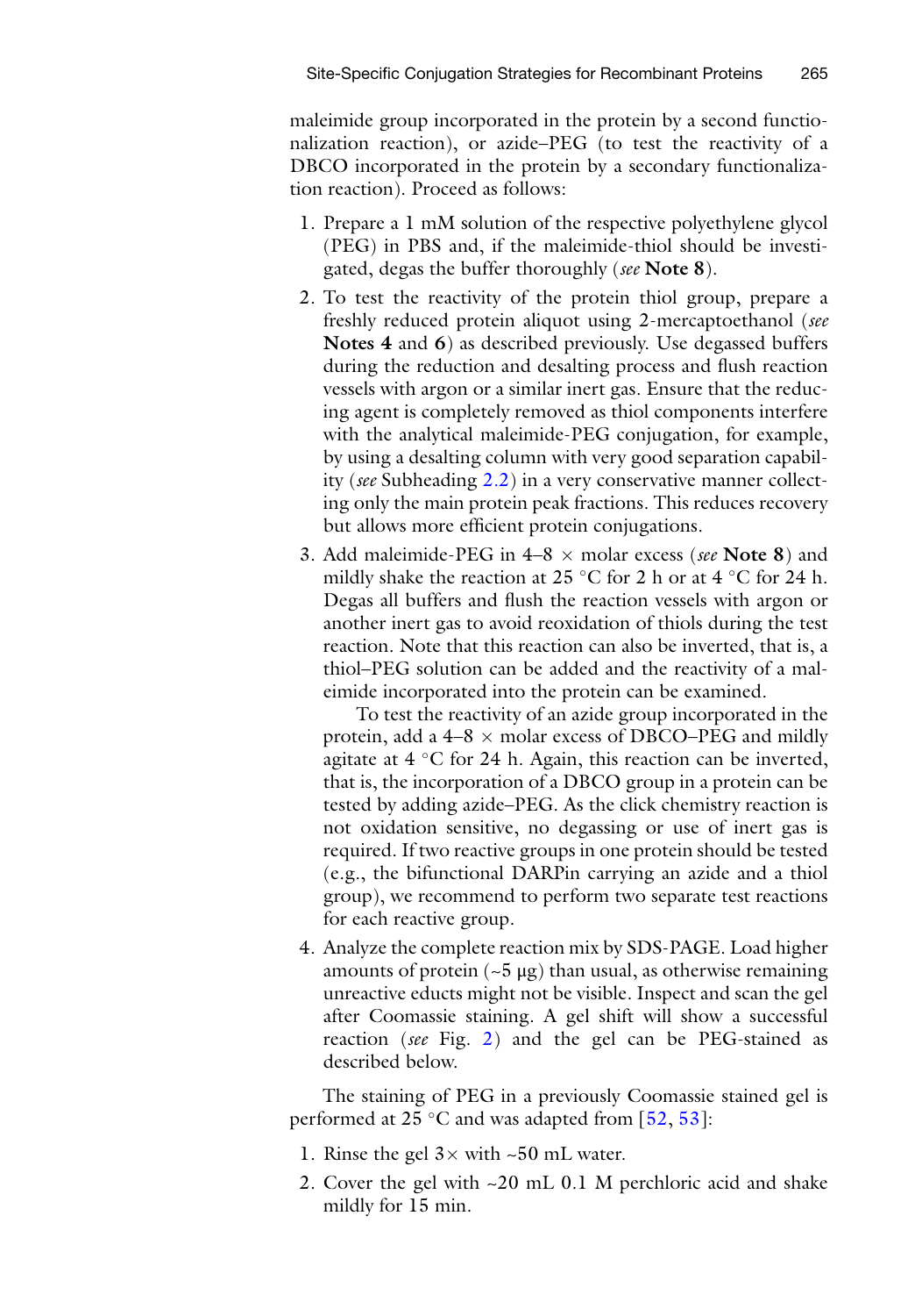maleimide group incorporated in the protein by a second functionalization reaction), or azide–PEG (to test the reactivity of a DBCO incorporated in the protein by a secondary functionalization reaction). Proceed as follows:

1. Prepare a 1 mM solution of the respective polyethylene glycol (PEG) in PBS and, if the maleimide-thiol should be investigated, degas the buffer thoroughly (*see* **Note 8**).
2. To test the reactivity of the protein thiol group, prepare a freshly reduced protein aliquot using 2-mercaptoethanol (*see* **Notes 4** and **6**) as described previously. Use degassed buffers during the reduction and desalting process and flush reaction vessels with argon or a similar inert gas. Ensure that the reducing agent is completely removed as thiol components interfere with the analytical maleimide-PEG conjugation, for example, by using a desalting column with very good separation capability (*see* Subheading 2.2) in a very conservative manner collecting only the main protein peak fractions. This reduces recovery but allows more efficient protein conjugations.
3. Add maleimide-PEG in 4–8 × molar excess (*see* **Note 8**) and mildly shake the reaction at 25 °C for 2 h or at 4 °C for 24 h. Degas all buffers and flush the reaction vessels with argon or another inert gas to avoid reoxidation of thiols during the test reaction. Note that this reaction can also be inverted, that is, a thiol–PEG solution can be added and the reactivity of a maleimide incorporated into the protein can be examined.

   To test the reactivity of an azide group incorporated in the protein, add a 4–8 × molar excess of DBCO–PEG and mildly agitate at 4 °C for 24 h. Again, this reaction can be inverted, that is, the incorporation of a DBCO group in a protein can be tested by adding azide–PEG. As the click chemistry reaction is not oxidation sensitive, no degassing or use of inert gas is required. If two reactive groups in one protein should be tested (e.g., the bifunctional DARPin carrying an azide and a thiol group), we recommend to perform two separate test reactions for each reactive group.
4. Analyze the complete reaction mix by SDS-PAGE. Load higher amounts of protein (~5 μg) than usual, as otherwise remaining unreactive educts might not be visible. Inspect and scan the gel after Coomassie staining. A gel shift will show a successful reaction (*see* Fig. 2) and the gel can be PEG-stained as described below.

The staining of PEG in a previously Coomassie stained gel is performed at 25 °C and was adapted from [52, 53]:

1. Rinse the gel 3× with ~50 mL water.
2. Cover the gel with ~20 mL 0.1 M perchloric acid and shake mildly for 15 min.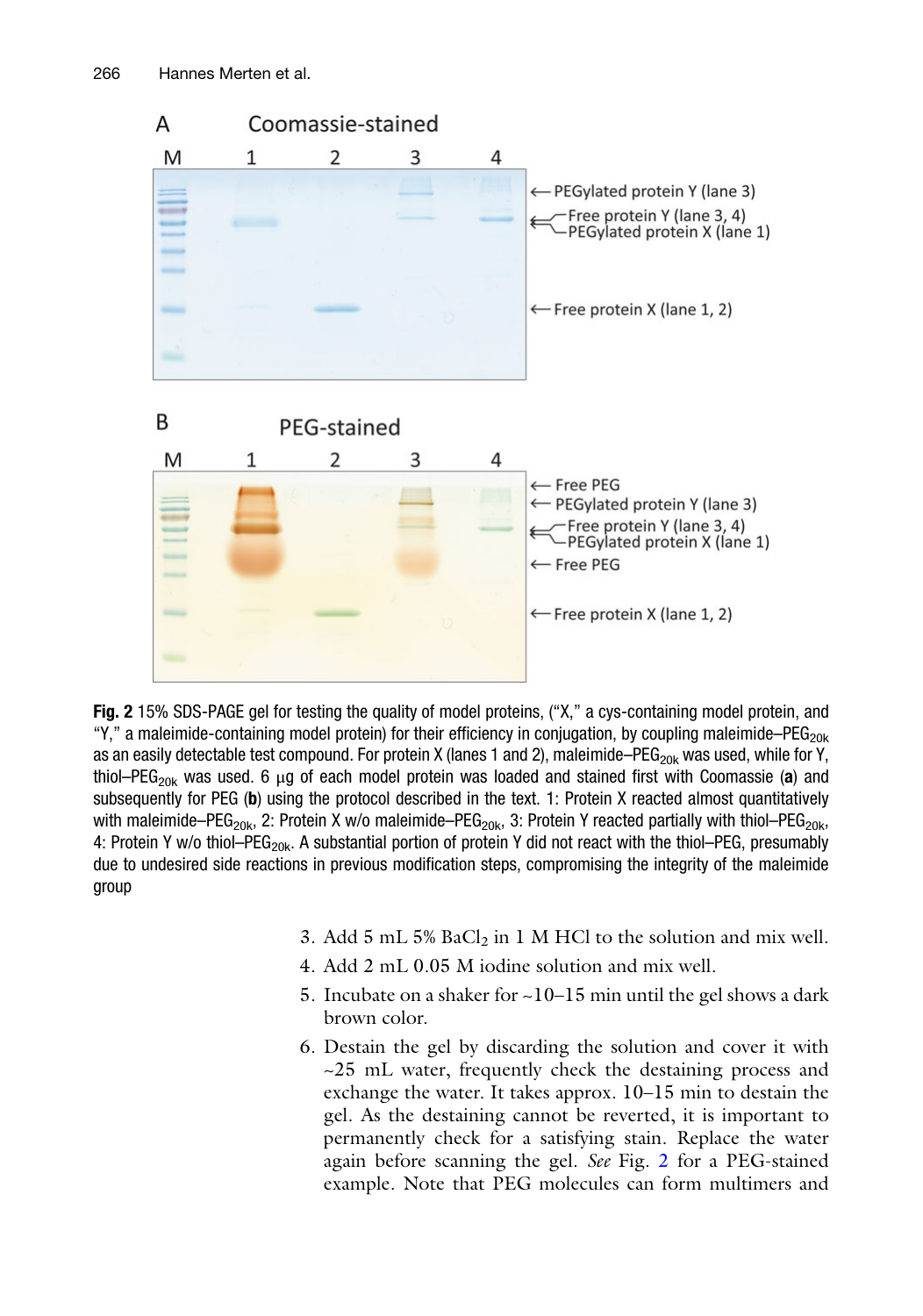**Fig. 2** 15% SDS-PAGE gel for testing the quality of model proteins, ("X," a cys-containing model protein, and "Y," a maleimide-containing model protein) for their efficiency in conjugation, by coupling maleimide–$PEG_{20k}$ as an easily detectable test compound. For protein X (lanes 1 and 2), maleimide–$PEG_{20k}$ was used, while for Y, thiol–$PEG_{20k}$ was used. 6 μg of each model protein was loaded and stained first with Coomassie (**a**) and subsequently for PEG (**b**) using the protocol described in the text. 1: Protein X reacted almost quantitatively with maleimide–$PEG_{20k}$, 2: Protein X w/o maleimide–$PEG_{20k}$, 3: Protein Y reacted partially with thiol–$PEG_{20k}$, 4: Protein Y w/o thiol–$PEG_{20k}$. A substantial portion of protein Y did not react with the thiol–PEG, presumably due to undesired side reactions in previous modification steps, compromising the integrity of the maleimide group

3. Add 5 mL 5% $BaCl_2$ in 1 M HCl to the solution and mix well.
4. Add 2 mL 0.05 M iodine solution and mix well.
5. Incubate on a shaker for ~10–15 min until the gel shows a dark brown color.
6. Destain the gel by discarding the solution and cover it with ~25 mL water, frequently check the destaining process and exchange the water. It takes approx. 10–15 min to destain the gel. As the destaining cannot be reverted, it is important to permanently check for a satisfying stain. Replace the water again before scanning the gel. *See* Fig. 2 for a PEG-stained example. Note that PEG molecules can form multimers and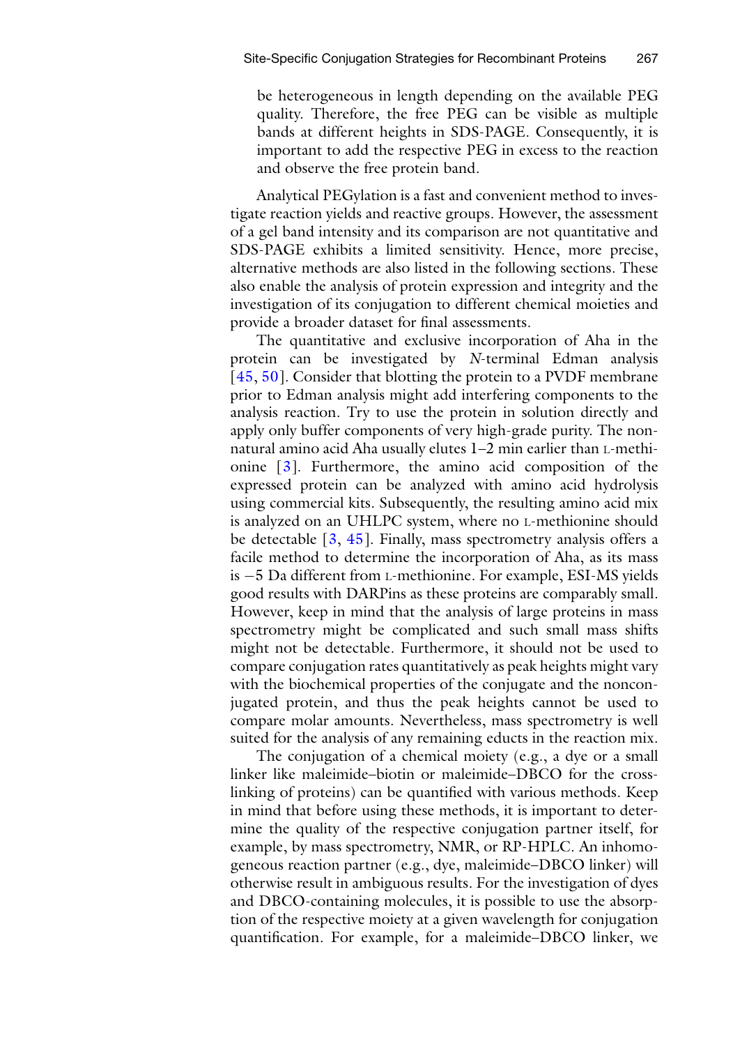be heterogeneous in length depending on the available PEG quality. Therefore, the free PEG can be visible as multiple bands at different heights in SDS-PAGE. Consequently, it is important to add the respective PEG in excess to the reaction and observe the free protein band.

Analytical PEGylation is a fast and convenient method to investigate reaction yields and reactive groups. However, the assessment of a gel band intensity and its comparison are not quantitative and SDS-PAGE exhibits a limited sensitivity. Hence, more precise, alternative methods are also listed in the following sections. These also enable the analysis of protein expression and integrity and the investigation of its conjugation to different chemical moieties and provide a broader dataset for final assessments.

The quantitative and exclusive incorporation of Aha in the protein can be investigated by *N*-terminal Edman analysis [45, 50]. Consider that blotting the protein to a PVDF membrane prior to Edman analysis might add interfering components to the analysis reaction. Try to use the protein in solution directly and apply only buffer components of very high-grade purity. The nonnatural amino acid Aha usually elutes 1–2 min earlier than L-methionine [3]. Furthermore, the amino acid composition of the expressed protein can be analyzed with amino acid hydrolysis using commercial kits. Subsequently, the resulting amino acid mix is analyzed on an UHLPC system, where no L-methionine should be detectable [3, 45]. Finally, mass spectrometry analysis offers a facile method to determine the incorporation of Aha, as its mass is −5 Da different from L-methionine. For example, ESI-MS yields good results with DARPins as these proteins are comparably small. However, keep in mind that the analysis of large proteins in mass spectrometry might be complicated and such small mass shifts might not be detectable. Furthermore, it should not be used to compare conjugation rates quantitatively as peak heights might vary with the biochemical properties of the conjugate and the nonconjugated protein, and thus the peak heights cannot be used to compare molar amounts. Nevertheless, mass spectrometry is well suited for the analysis of any remaining educts in the reaction mix.

The conjugation of a chemical moiety (e.g., a dye or a small linker like maleimide–biotin or maleimide–DBCO for the crosslinking of proteins) can be quantified with various methods. Keep in mind that before using these methods, it is important to determine the quality of the respective conjugation partner itself, for example, by mass spectrometry, NMR, or RP-HPLC. An inhomogeneous reaction partner (e.g., dye, maleimide–DBCO linker) will otherwise result in ambiguous results. For the investigation of dyes and DBCO-containing molecules, it is possible to use the absorption of the respective moiety at a given wavelength for conjugation quantification. For example, for a maleimide–DBCO linker, we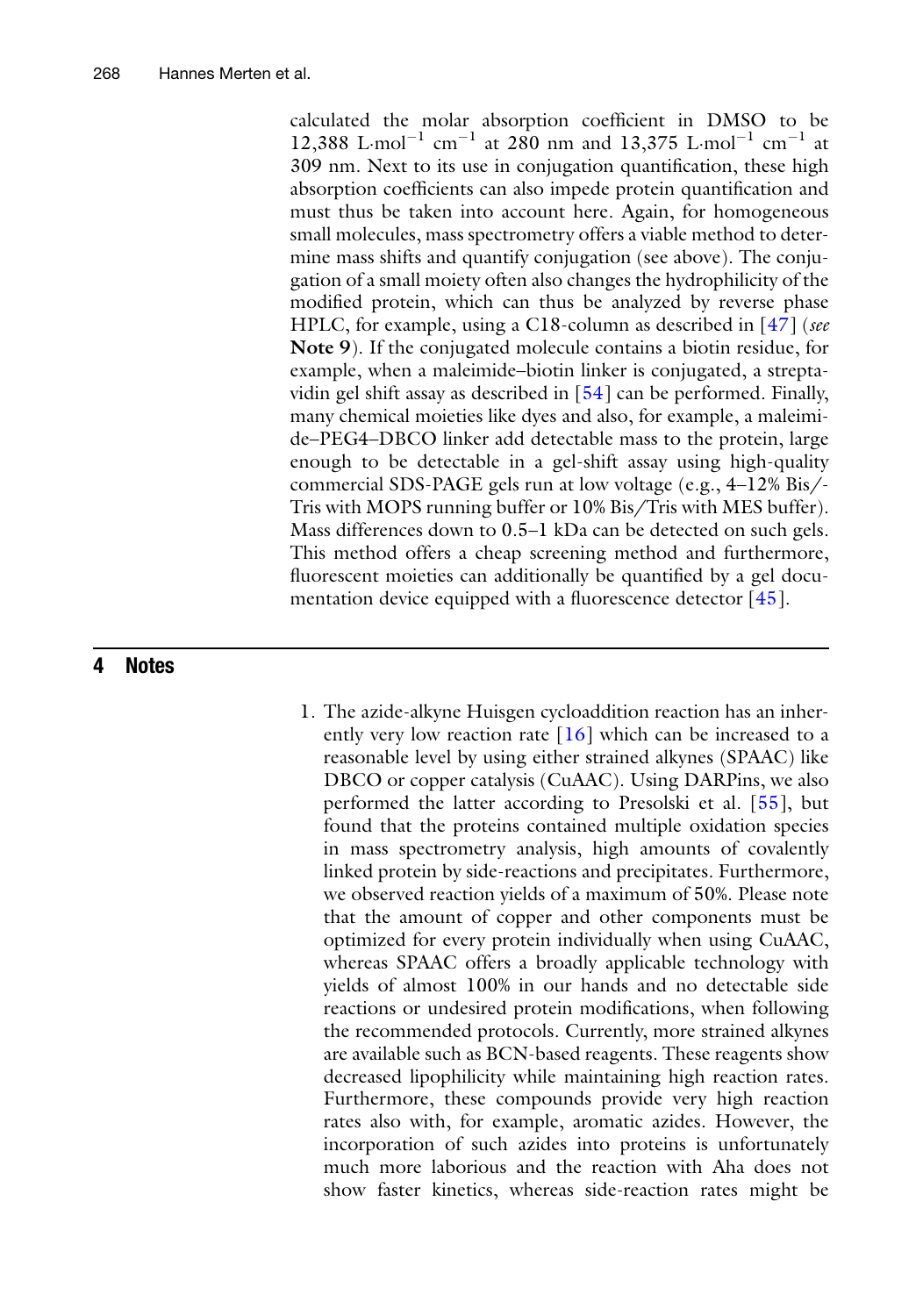calculated the molar absorption coefficient in DMSO to be 12,388 L·mol$^{-1}$ cm$^{-1}$ at 280 nm and 13,375 L·mol$^{-1}$ cm$^{-1}$ at 309 nm. Next to its use in conjugation quantification, these high absorption coefficients can also impede protein quantification and must thus be taken into account here. Again, for homogeneous small molecules, mass spectrometry offers a viable method to determine mass shifts and quantify conjugation (see above). The conjugation of a small moiety often also changes the hydrophilicity of the modified protein, which can thus be analyzed by reverse phase HPLC, for example, using a C18-column as described in [47] (*see* **Note 9**). If the conjugated molecule contains a biotin residue, for example, when a maleimide–biotin linker is conjugated, a streptavidin gel shift assay as described in [54] can be performed. Finally, many chemical moieties like dyes and also, for example, a maleimide–PEG4–DBCO linker add detectable mass to the protein, large enough to be detectable in a gel-shift assay using high-quality commercial SDS-PAGE gels run at low voltage (e.g., 4–12% Bis/-Tris with MOPS running buffer or 10% Bis/Tris with MES buffer). Mass differences down to 0.5–1 kDa can be detected on such gels. This method offers a cheap screening method and furthermore, fluorescent moieties can additionally be quantified by a gel documentation device equipped with a fluorescence detector [45].

## 4 Notes

1. The azide-alkyne Huisgen cycloaddition reaction has an inherently very low reaction rate [16] which can be increased to a reasonable level by using either strained alkynes (SPAAC) like DBCO or copper catalysis (CuAAC). Using DARPins, we also performed the latter according to Presolski et al. [55], but found that the proteins contained multiple oxidation species in mass spectrometry analysis, high amounts of covalently linked protein by side-reactions and precipitates. Furthermore, we observed reaction yields of a maximum of 50%. Please note that the amount of copper and other components must be optimized for every protein individually when using CuAAC, whereas SPAAC offers a broadly applicable technology with yields of almost 100% in our hands and no detectable side reactions or undesired protein modifications, when following the recommended protocols. Currently, more strained alkynes are available such as BCN-based reagents. These reagents show decreased lipophilicity while maintaining high reaction rates. Furthermore, these compounds provide very high reaction rates also with, for example, aromatic azides. However, the incorporation of such azides into proteins is unfortunately much more laborious and the reaction with Aha does not show faster kinetics, whereas side-reaction rates might be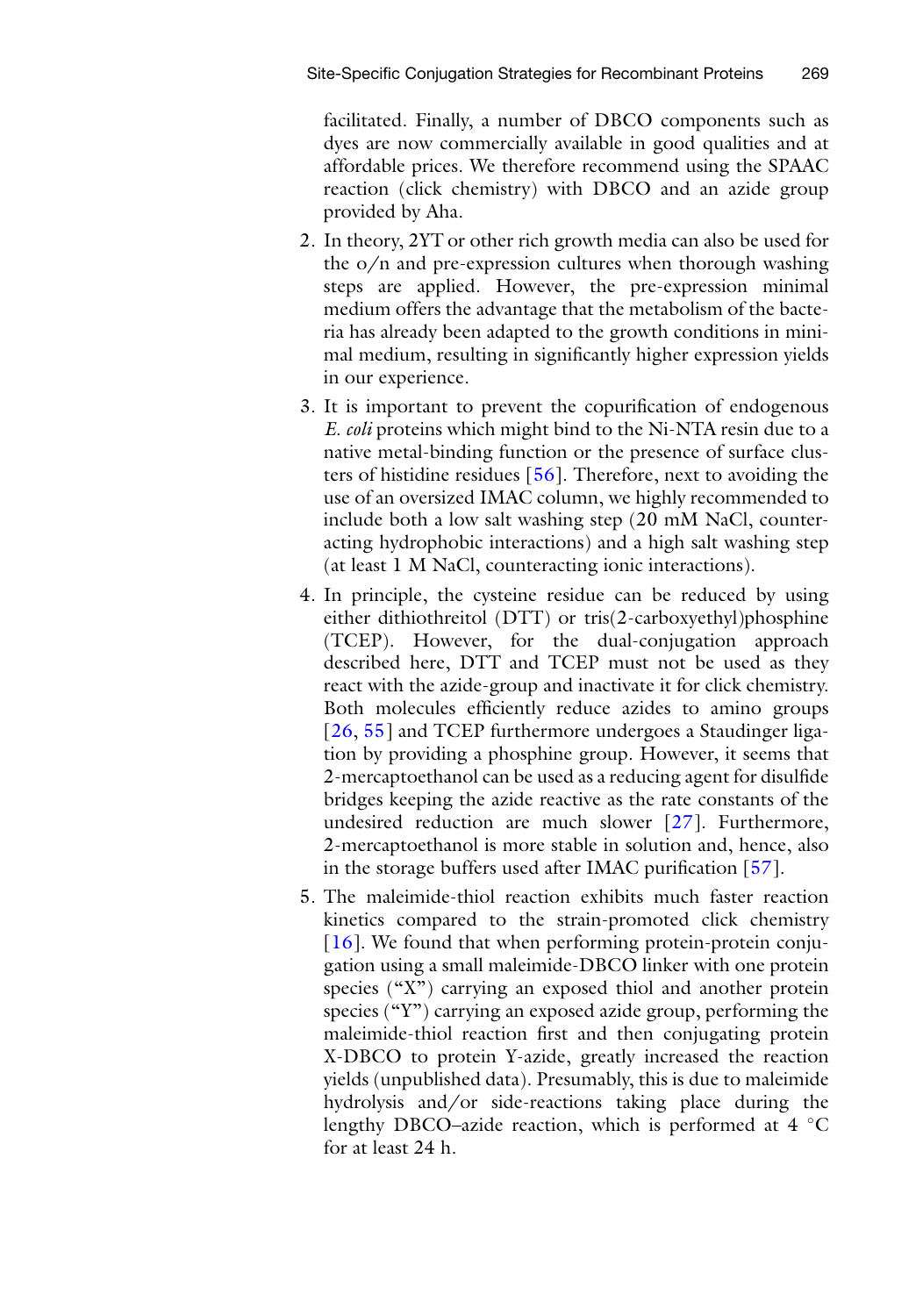facilitated. Finally, a number of DBCO components such as dyes are now commercially available in good qualities and at affordable prices. We therefore recommend using the SPAAC reaction (click chemistry) with DBCO and an azide group provided by Aha.

2. In theory, 2YT or other rich growth media can also be used for the o/n and pre-expression cultures when thorough washing steps are applied. However, the pre-expression minimal medium offers the advantage that the metabolism of the bacteria has already been adapted to the growth conditions in minimal medium, resulting in significantly higher expression yields in our experience.

3. It is important to prevent the copurification of endogenous *E. coli* proteins which might bind to the Ni-NTA resin due to a native metal-binding function or the presence of surface clusters of histidine residues [56]. Therefore, next to avoiding the use of an oversized IMAC column, we highly recommended to include both a low salt washing step (20 mM NaCl, counteracting hydrophobic interactions) and a high salt washing step (at least 1 M NaCl, counteracting ionic interactions).

4. In principle, the cysteine residue can be reduced by using either dithiothreitol (DTT) or tris(2-carboxyethyl)phosphine (TCEP). However, for the dual-conjugation approach described here, DTT and TCEP must not be used as they react with the azide-group and inactivate it for click chemistry. Both molecules efficiently reduce azides to amino groups [26, 55] and TCEP furthermore undergoes a Staudinger ligation by providing a phosphine group. However, it seems that 2-mercaptoethanol can be used as a reducing agent for disulfide bridges keeping the azide reactive as the rate constants of the undesired reduction are much slower [27]. Furthermore, 2-mercaptoethanol is more stable in solution and, hence, also in the storage buffers used after IMAC purification [57].

5. The maleimide-thiol reaction exhibits much faster reaction kinetics compared to the strain-promoted click chemistry [16]. We found that when performing protein-protein conjugation using a small maleimide-DBCO linker with one protein species ("X") carrying an exposed thiol and another protein species ("Y") carrying an exposed azide group, performing the maleimide-thiol reaction first and then conjugating protein X-DBCO to protein Y-azide, greatly increased the reaction yields (unpublished data). Presumably, this is due to maleimide hydrolysis and/or side-reactions taking place during the lengthy DBCO–azide reaction, which is performed at 4 °C for at least 24 h.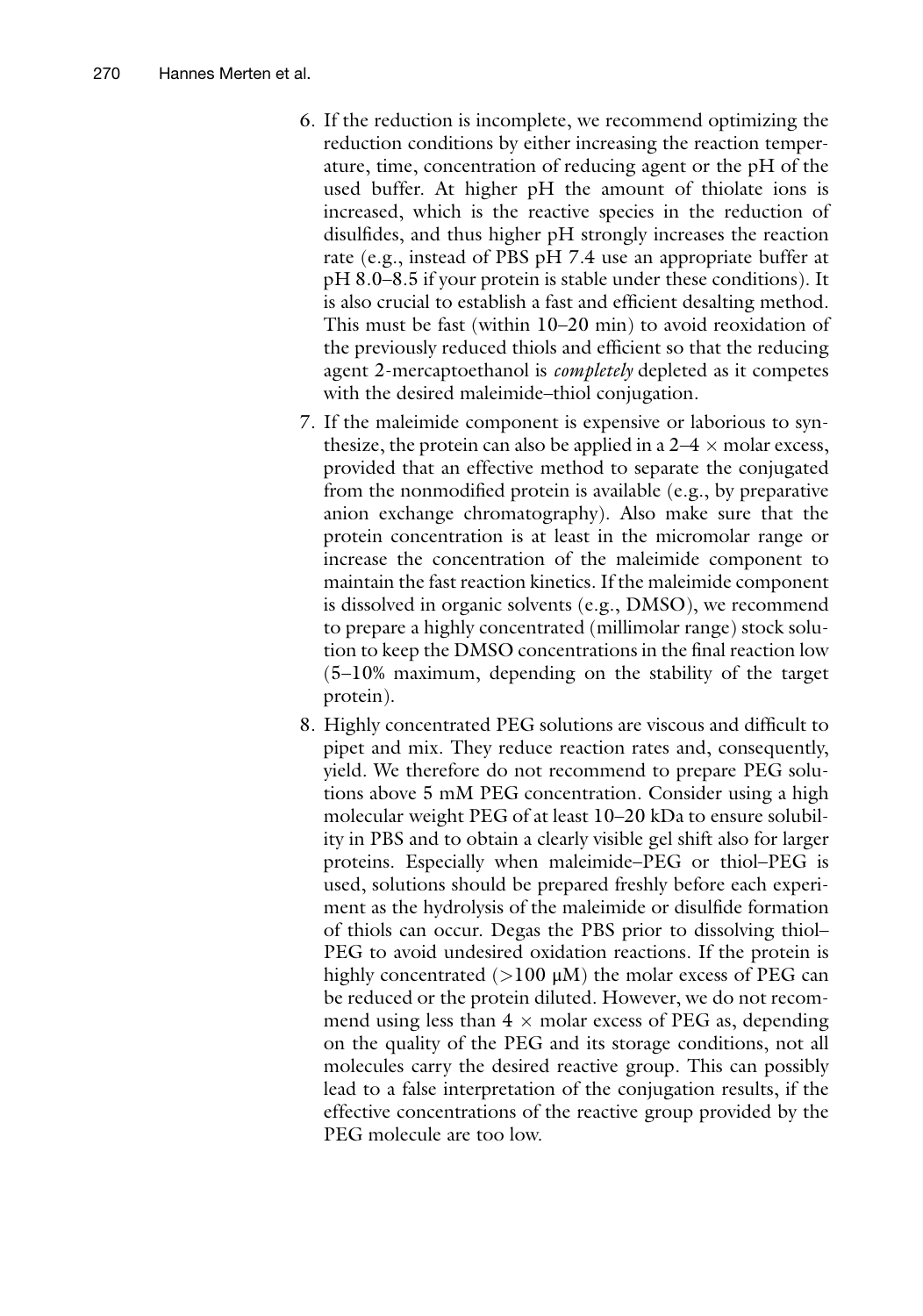6. If the reduction is incomplete, we recommend optimizing the reduction conditions by either increasing the reaction temperature, time, concentration of reducing agent or the pH of the used buffer. At higher pH the amount of thiolate ions is increased, which is the reactive species in the reduction of disulfides, and thus higher pH strongly increases the reaction rate (e.g., instead of PBS pH 7.4 use an appropriate buffer at pH 8.0–8.5 if your protein is stable under these conditions). It is also crucial to establish a fast and efficient desalting method. This must be fast (within 10–20 min) to avoid reoxidation of the previously reduced thiols and efficient so that the reducing agent 2-mercaptoethanol is *completely* depleted as it competes with the desired maleimide–thiol conjugation.

7. If the maleimide component is expensive or laborious to synthesize, the protein can also be applied in a 2–4 × molar excess, provided that an effective method to separate the conjugated from the nonmodified protein is available (e.g., by preparative anion exchange chromatography). Also make sure that the protein concentration is at least in the micromolar range or increase the concentration of the maleimide component to maintain the fast reaction kinetics. If the maleimide component is dissolved in organic solvents (e.g., DMSO), we recommend to prepare a highly concentrated (millimolar range) stock solution to keep the DMSO concentrations in the final reaction low (5–10% maximum, depending on the stability of the target protein).

8. Highly concentrated PEG solutions are viscous and difficult to pipet and mix. They reduce reaction rates and, consequently, yield. We therefore do not recommend to prepare PEG solutions above 5 mM PEG concentration. Consider using a high molecular weight PEG of at least 10–20 kDa to ensure solubility in PBS and to obtain a clearly visible gel shift also for larger proteins. Especially when maleimide–PEG or thiol–PEG is used, solutions should be prepared freshly before each experiment as the hydrolysis of the maleimide or disulfide formation of thiols can occur. Degas the PBS prior to dissolving thiol–PEG to avoid undesired oxidation reactions. If the protein is highly concentrated (>100 μM) the molar excess of PEG can be reduced or the protein diluted. However, we do not recommend using less than 4 × molar excess of PEG as, depending on the quality of the PEG and its storage conditions, not all molecules carry the desired reactive group. This can possibly lead to a false interpretation of the conjugation results, if the effective concentrations of the reactive group provided by the PEG molecule are too low.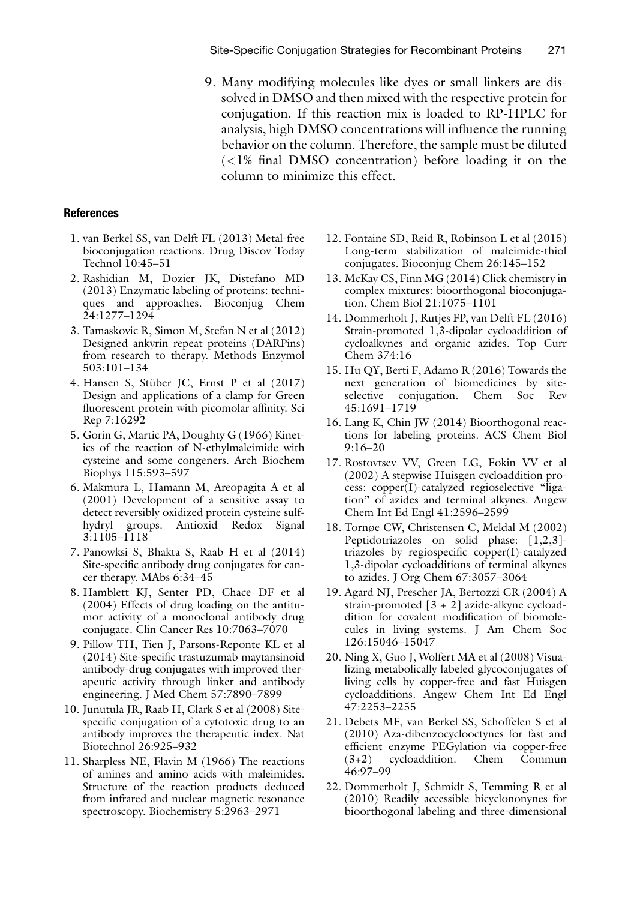9. Many modifying molecules like dyes or small linkers are dissolved in DMSO and then mixed with the respective protein for conjugation. If this reaction mix is loaded to RP-HPLC for analysis, high DMSO concentrations will influence the running behavior on the column. Therefore, the sample must be diluted (<1% final DMSO concentration) before loading it on the column to minimize this effect.

## References

1. van Berkel SS, van Delft FL (2013) Metal-free bioconjugation reactions. Drug Discov Today Technol 10:45–51
2. Rashidian M, Dozier JK, Distefano MD (2013) Enzymatic labeling of proteins: techniques and approaches. Bioconjug Chem 24:1277–1294
3. Tamaskovic R, Simon M, Stefan N et al (2012) Designed ankyrin repeat proteins (DARPins) from research to therapy. Methods Enzymol 503:101–134
4. Hansen S, Stüber JC, Ernst P et al (2017) Design and applications of a clamp for Green fluorescent protein with picomolar affinity. Sci Rep 7:16292
5. Gorin G, Martic PA, Doughty G (1966) Kinetics of the reaction of N-ethylmaleimide with cysteine and some congeners. Arch Biochem Biophys 115:593–597
6. Makmura L, Hamann M, Areopagita A et al (2001) Development of a sensitive assay to detect reversibly oxidized protein cysteine sulfhydryl groups. Antioxid Redox Signal 3:1105–1118
7. Panowksi S, Bhakta S, Raab H et al (2014) Site-specific antibody drug conjugates for cancer therapy. MAbs 6:34–45
8. Hamblett KJ, Senter PD, Chace DF et al (2004) Effects of drug loading on the antitumor activity of a monoclonal antibody drug conjugate. Clin Cancer Res 10:7063–7070
9. Pillow TH, Tien J, Parsons-Reponte KL et al (2014) Site-specific trastuzumab maytansinoid antibody-drug conjugates with improved therapeutic activity through linker and antibody engineering. J Med Chem 57:7890–7899
10. Junutula JR, Raab H, Clark S et al (2008) Site-specific conjugation of a cytotoxic drug to an antibody improves the therapeutic index. Nat Biotechnol 26:925–932
11. Sharpless NE, Flavin M (1966) The reactions of amines and amino acids with maleimides. Structure of the reaction products deduced from infrared and nuclear magnetic resonance spectroscopy. Biochemistry 5:2963–2971
12. Fontaine SD, Reid R, Robinson L et al (2015) Long-term stabilization of maleimide-thiol conjugates. Bioconjug Chem 26:145–152
13. McKay CS, Finn MG (2014) Click chemistry in complex mixtures: bioorthogonal bioconjugation. Chem Biol 21:1075–1101
14. Dommerholt J, Rutjes FP, van Delft FL (2016) Strain-promoted 1,3-dipolar cycloaddition of cycloalkynes and organic azides. Top Curr Chem 374:16
15. Hu QY, Berti F, Adamo R (2016) Towards the next generation of biomedicines by site-selective conjugation. Chem Soc Rev 45:1691–1719
16. Lang K, Chin JW (2014) Bioorthogonal reactions for labeling proteins. ACS Chem Biol 9:16–20
17. Rostovtsev VV, Green LG, Fokin VV et al (2002) A stepwise Huisgen cycloaddition process: copper(I)-catalyzed regioselective "ligation" of azides and terminal alkynes. Angew Chem Int Ed Engl 41:2596–2599
18. Tornøe CW, Christensen C, Meldal M (2002) Peptidotriazoles on solid phase: [1,2,3]-triazoles by regiospecific copper(I)-catalyzed 1,3-dipolar cycloadditions of terminal alkynes to azides. J Org Chem 67:3057–3064
19. Agard NJ, Prescher JA, Bertozzi CR (2004) A strain-promoted [3 + 2] azide-alkyne cycloaddition for covalent modification of biomolecules in living systems. J Am Chem Soc 126:15046–15047
20. Ning X, Guo J, Wolfert MA et al (2008) Visualizing metabolically labeled glycoconjugates of living cells by copper-free and fast Huisgen cycloadditions. Angew Chem Int Ed Engl 47:2253–2255
21. Debets MF, van Berkel SS, Schoffelen S et al (2010) Aza-dibenzocyclooctynes for fast and efficient enzyme PEGylation via copper-free (3+2) cycloaddition. Chem Commun 46:97–99
22. Dommerholt J, Schmidt S, Temming R et al (2010) Readily accessible bicyclononynes for bioorthogonal labeling and three-dimensional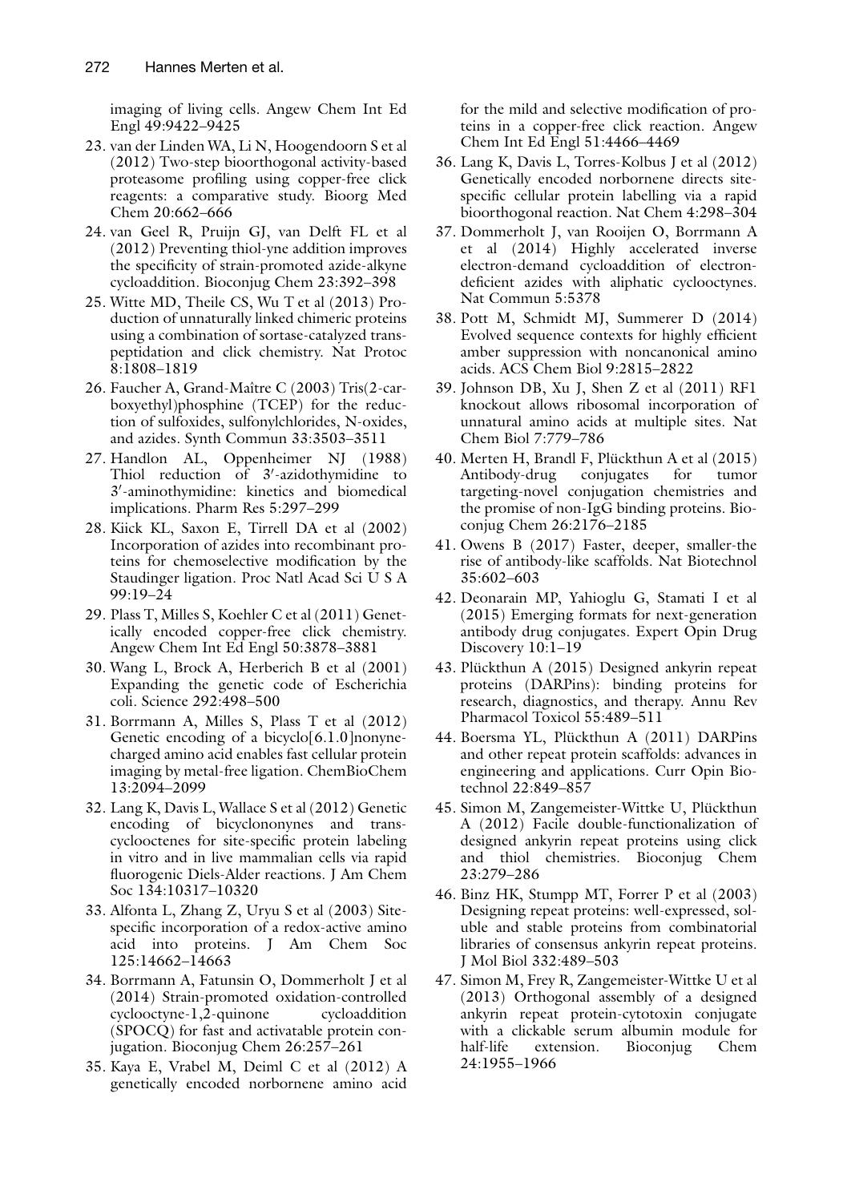imaging of living cells. Angew Chem Int Ed Engl 49:9422–9425

23. van der Linden WA, Li N, Hoogendoorn S et al (2012) Two-step bioorthogonal activity-based proteasome profiling using copper-free click reagents: a comparative study. Bioorg Med Chem 20:662–666
24. van Geel R, Pruijn GJ, van Delft FL et al (2012) Preventing thiol-yne addition improves the specificity of strain-promoted azide-alkyne cycloaddition. Bioconjug Chem 23:392–398
25. Witte MD, Theile CS, Wu T et al (2013) Production of unnaturally linked chimeric proteins using a combination of sortase-catalyzed transpeptidation and click chemistry. Nat Protoc 8:1808–1819
26. Faucher A, Grand-Maître C (2003) Tris(2-carboxyethyl)phosphine (TCEP) for the reduction of sulfoxides, sulfonylchlorides, N-oxides, and azides. Synth Commun 33:3503–3511
27. Handlon AL, Oppenheimer NJ (1988) Thiol reduction of 3′-azidothymidine to 3′-aminothymidine: kinetics and biomedical implications. Pharm Res 5:297–299
28. Kiick KL, Saxon E, Tirrell DA et al (2002) Incorporation of azides into recombinant proteins for chemoselective modification by the Staudinger ligation. Proc Natl Acad Sci U S A 99:19–24
29. Plass T, Milles S, Koehler C et al (2011) Genetically encoded copper-free click chemistry. Angew Chem Int Ed Engl 50:3878–3881
30. Wang L, Brock A, Herberich B et al (2001) Expanding the genetic code of Escherichia coli. Science 292:498–500
31. Borrmann A, Milles S, Plass T et al (2012) Genetic encoding of a bicyclo[6.1.0]nonyne-charged amino acid enables fast cellular protein imaging by metal-free ligation. ChemBioChem 13:2094–2099
32. Lang K, Davis L, Wallace S et al (2012) Genetic encoding of bicyclononynes and trans-cyclooctenes for site-specific protein labeling in vitro and in live mammalian cells via rapid fluorogenic Diels-Alder reactions. J Am Chem Soc 134:10317–10320
33. Alfonta L, Zhang Z, Uryu S et al (2003) Site-specific incorporation of a redox-active amino acid into proteins. J Am Chem Soc 125:14662–14663
34. Borrmann A, Fatunsin O, Dommerholt J et al (2014) Strain-promoted oxidation-controlled cyclooctyne-1,2-quinone cycloaddition (SPOCQ) for fast and activatable protein conjugation. Bioconjug Chem 26:257–261
35. Kaya E, Vrabel M, Deiml C et al (2012) A genetically encoded norbornene amino acid for the mild and selective modification of proteins in a copper-free click reaction. Angew Chem Int Ed Engl 51:4466–4469
36. Lang K, Davis L, Torres-Kolbus J et al (2012) Genetically encoded norbornene directs site-specific cellular protein labelling via a rapid bioorthogonal reaction. Nat Chem 4:298–304
37. Dommerholt J, van Rooijen O, Borrmann A et al (2014) Highly accelerated inverse electron-demand cycloaddition of electron-deficient azides with aliphatic cyclooctynes. Nat Commun 5:5378
38. Pott M, Schmidt MJ, Summerer D (2014) Evolved sequence contexts for highly efficient amber suppression with noncanonical amino acids. ACS Chem Biol 9:2815–2822
39. Johnson DB, Xu J, Shen Z et al (2011) RF1 knockout allows ribosomal incorporation of unnatural amino acids at multiple sites. Nat Chem Biol 7:779–786
40. Merten H, Brandl F, Plückthun A et al (2015) Antibody-drug conjugates for tumor targeting-novel conjugation chemistries and the promise of non-IgG binding proteins. Bioconjug Chem 26:2176–2185
41. Owens B (2017) Faster, deeper, smaller-the rise of antibody-like scaffolds. Nat Biotechnol 35:602–603
42. Deonarain MP, Yahioglu G, Stamati I et al (2015) Emerging formats for next-generation antibody drug conjugates. Expert Opin Drug Discovery 10:1–19
43. Plückthun A (2015) Designed ankyrin repeat proteins (DARPins): binding proteins for research, diagnostics, and therapy. Annu Rev Pharmacol Toxicol 55:489–511
44. Boersma YL, Plückthun A (2011) DARPins and other repeat protein scaffolds: advances in engineering and applications. Curr Opin Biotechnol 22:849–857
45. Simon M, Zangemeister-Wittke U, Plückthun A (2012) Facile double-functionalization of designed ankyrin repeat proteins using click and thiol chemistries. Bioconjug Chem 23:279–286
46. Binz HK, Stumpp MT, Forrer P et al (2003) Designing repeat proteins: well-expressed, soluble and stable proteins from combinatorial libraries of consensus ankyrin repeat proteins. J Mol Biol 332:489–503
47. Simon M, Frey R, Zangemeister-Wittke U et al (2013) Orthogonal assembly of a designed ankyrin repeat protein-cytotoxin conjugate with a clickable serum albumin module for half-life extension. Bioconjug Chem 24:1955–1966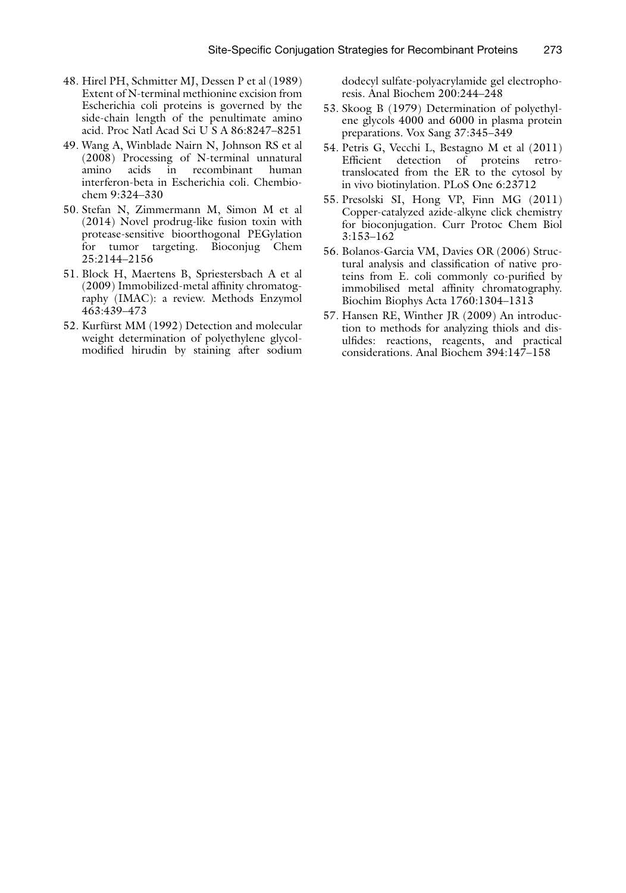48. Hirel PH, Schmitter MJ, Dessen P et al (1989) Extent of N-terminal methionine excision from Escherichia coli proteins is governed by the side-chain length of the penultimate amino acid. Proc Natl Acad Sci U S A 86:8247–8251
49. Wang A, Winblade Nairn N, Johnson RS et al (2008) Processing of N-terminal unnatural amino acids in recombinant human interferon-beta in Escherichia coli. Chembiochem 9:324–330
50. Stefan N, Zimmermann M, Simon M et al (2014) Novel prodrug-like fusion toxin with protease-sensitive bioorthogonal PEGylation for tumor targeting. Bioconjug Chem 25:2144–2156
51. Block H, Maertens B, Spriestersbach A et al (2009) Immobilized-metal affinity chromatography (IMAC): a review. Methods Enzymol 463:439–473
52. Kurfürst MM (1992) Detection and molecular weight determination of polyethylene glycol-modified hirudin by staining after sodium dodecyl sulfate-polyacrylamide gel electrophoresis. Anal Biochem 200:244–248
53. Skoog B (1979) Determination of polyethylene glycols 4000 and 6000 in plasma protein preparations. Vox Sang 37:345–349
54. Petris G, Vecchi L, Bestagno M et al (2011) Efficient detection of proteins retro-translocated from the ER to the cytosol by in vivo biotinylation. PLoS One 6:23712
55. Presolski SI, Hong VP, Finn MG (2011) Copper-catalyzed azide-alkyne click chemistry for bioconjugation. Curr Protoc Chem Biol 3:153–162
56. Bolanos-Garcia VM, Davies OR (2006) Structural analysis and classification of native proteins from E. coli commonly co-purified by immobilised metal affinity chromatography. Biochim Biophys Acta 1760:1304–1313
57. Hansen RE, Winther JR (2009) An introduction to methods for analyzing thiols and disulfides: reactions, reagents, and practical considerations. Anal Biochem 394:147–158